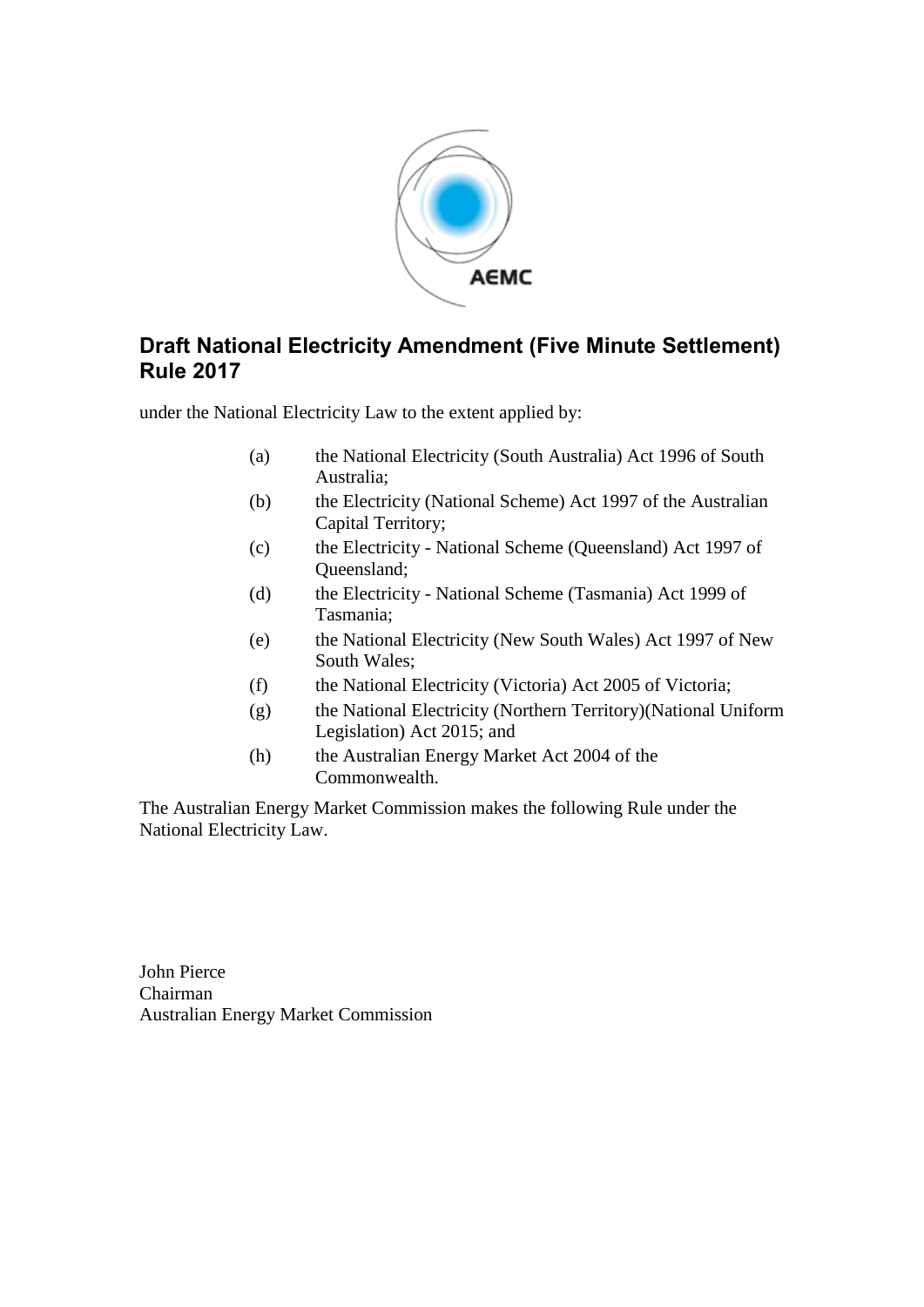AEMC

# Draft National Electricity Amendment (Five Minute Settlement) Rule 2017

under the National Electricity Law to the extent applied by:

(a) the National Electricity (South Australia) Act 1996 of South Australia;

(b) the Electricity (National Scheme) Act 1997 of the Australian Capital Territory;

(c) the Electricity - National Scheme (Queensland) Act 1997 of Queensland;

(d) the Electricity - National Scheme (Tasmania) Act 1999 of Tasmania;

(e) the National Electricity (New South Wales) Act 1997 of New South Wales;

(f) the National Electricity (Victoria) Act 2005 of Victoria;

(g) the National Electricity (Northern Territory)(National Uniform Legislation) Act 2015; and

(h) the Australian Energy Market Act 2004 of the Commonwealth.

The Australian Energy Market Commission makes the following Rule under the National Electricity Law.

John Pierce
Chairman
Australian Energy Market Commission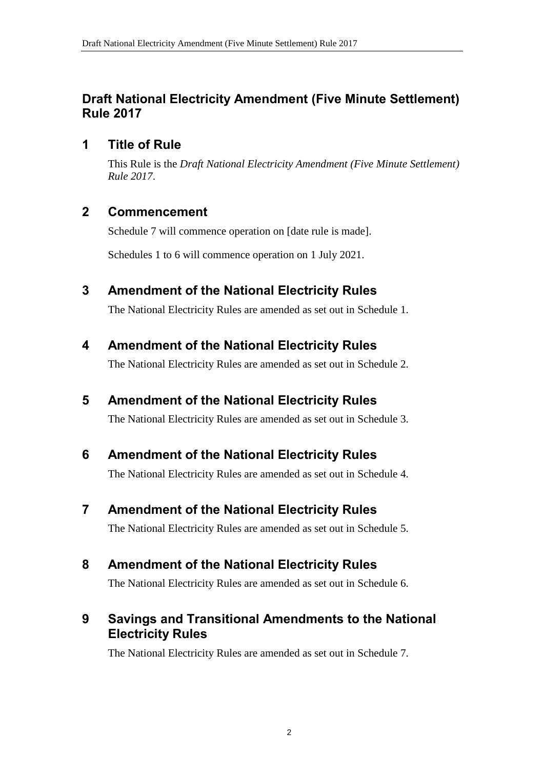## Draft National Electricity Amendment (Five Minute Settlement) Rule 2017

### 1 Title of Rule

This Rule is the *Draft National Electricity Amendment (Five Minute Settlement) Rule 2017*.

### 2 Commencement

Schedule 7 will commence operation on [date rule is made].

Schedules 1 to 6 will commence operation on 1 July 2021.

### 3 Amendment of the National Electricity Rules

The National Electricity Rules are amended as set out in Schedule 1.

### 4 Amendment of the National Electricity Rules

The National Electricity Rules are amended as set out in Schedule 2.

### 5 Amendment of the National Electricity Rules

The National Electricity Rules are amended as set out in Schedule 3.

### 6 Amendment of the National Electricity Rules

The National Electricity Rules are amended as set out in Schedule 4.

### 7 Amendment of the National Electricity Rules

The National Electricity Rules are amended as set out in Schedule 5.

### 8 Amendment of the National Electricity Rules

The National Electricity Rules are amended as set out in Schedule 6.

### 9 Savings and Transitional Amendments to the National Electricity Rules

The National Electricity Rules are amended as set out in Schedule 7.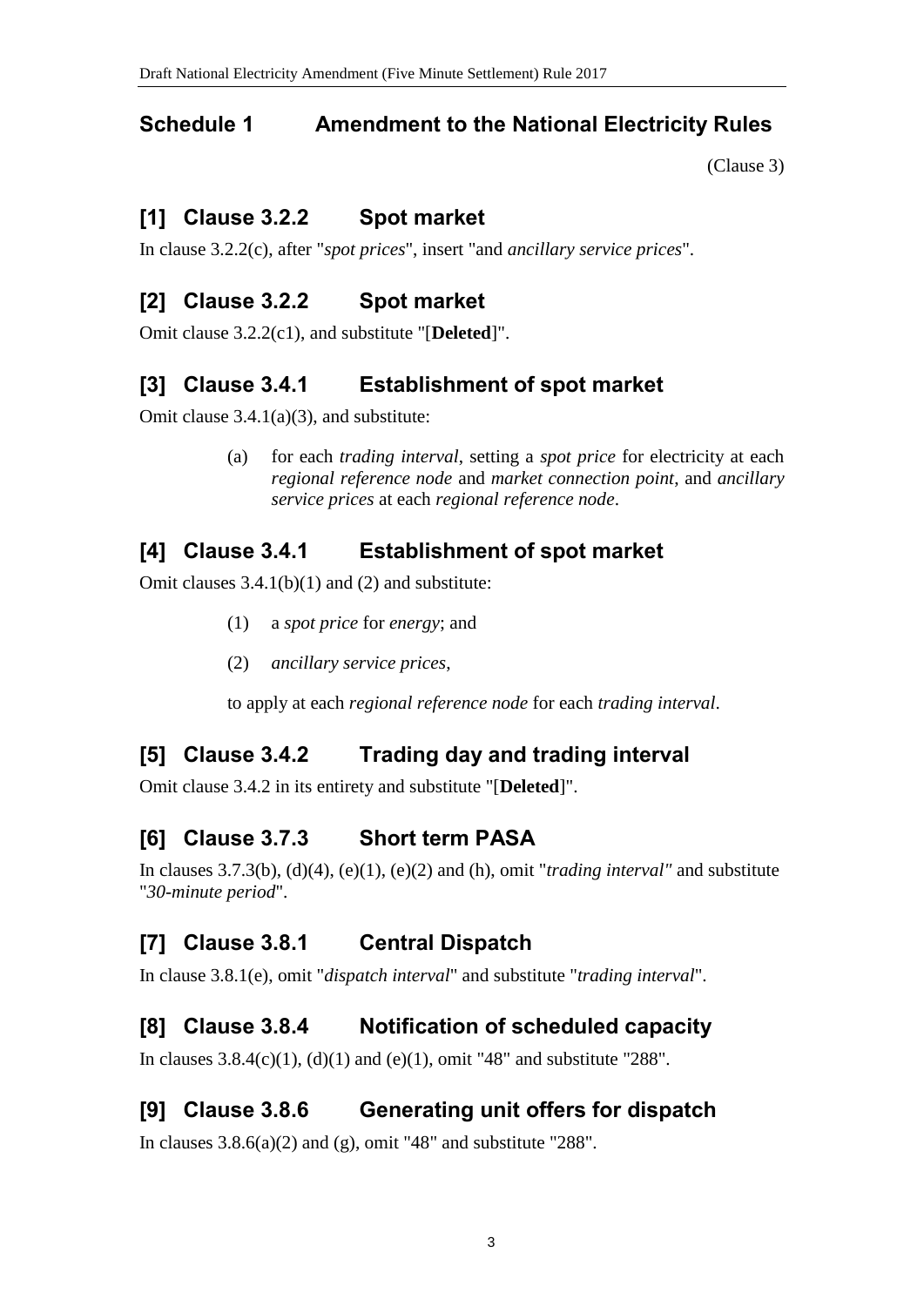## Schedule 1 Amendment to the National Electricity Rules

(Clause 3)

### [1] Clause 3.2.2 Spot market

In clause 3.2.2(c), after "*spot prices*", insert "and *ancillary service prices*".

### [2] Clause 3.2.2 Spot market

Omit clause 3.2.2(c1), and substitute "[**Deleted**]".

### [3] Clause 3.4.1 Establishment of spot market

Omit clause 3.4.1(a)(3), and substitute:

> (a) for each *trading interval*, setting a *spot price* for electricity at each *regional reference node* and *market connection point*, and *ancillary service prices* at each *regional reference node*.

### [4] Clause 3.4.1 Establishment of spot market

Omit clauses 3.4.1(b)(1) and (2) and substitute:

> (1) a *spot price* for *energy*; and
>
> (2) *ancillary service prices*,
>
> to apply at each *regional reference node* for each *trading interval*.

### [5] Clause 3.4.2 Trading day and trading interval

Omit clause 3.4.2 in its entirety and substitute "[**Deleted**]".

### [6] Clause 3.7.3 Short term PASA

In clauses 3.7.3(b), (d)(4), (e)(1), (e)(2) and (h), omit "*trading interval"* and substitute "*30-minute period*".

### [7] Clause 3.8.1 Central Dispatch

In clause 3.8.1(e), omit "*dispatch interval*" and substitute "*trading interval*".

### [8] Clause 3.8.4 Notification of scheduled capacity

In clauses 3.8.4(c)(1), (d)(1) and (e)(1), omit "48" and substitute "288".

### [9] Clause 3.8.6 Generating unit offers for dispatch

In clauses 3.8.6(a)(2) and (g), omit "48" and substitute "288".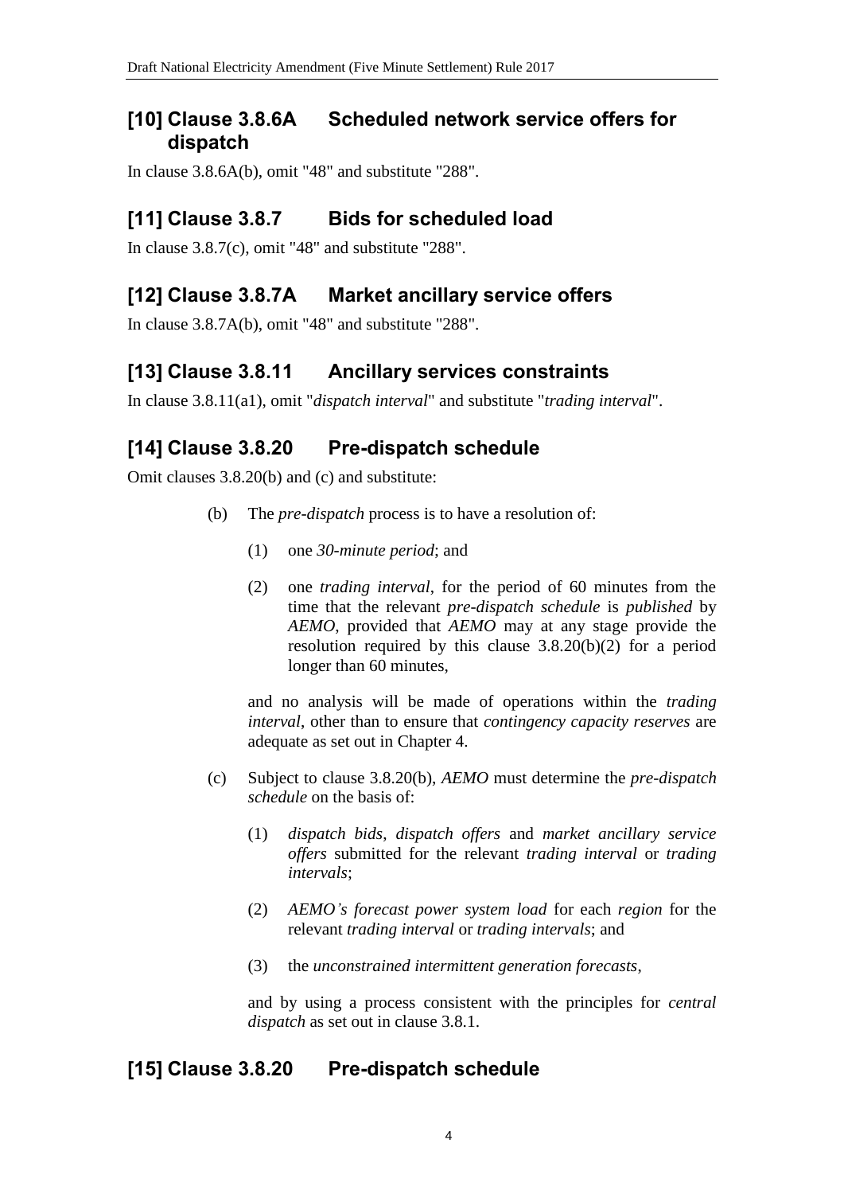## [10] Clause 3.8.6A Scheduled network service offers for dispatch

In clause 3.8.6A(b), omit "48" and substitute "288".

## [11] Clause 3.8.7 Bids for scheduled load

In clause 3.8.7(c), omit "48" and substitute "288".

## [12] Clause 3.8.7A Market ancillary service offers

In clause 3.8.7A(b), omit "48" and substitute "288".

## [13] Clause 3.8.11 Ancillary services constraints

In clause 3.8.11(a1), omit "*dispatch interval*" and substitute "*trading interval*".

## [14] Clause 3.8.20 Pre-dispatch schedule

Omit clauses 3.8.20(b) and (c) and substitute:

(b) The *pre-dispatch* process is to have a resolution of:

(1) one *30-minute period*; and

(2) one *trading interval*, for the period of 60 minutes from the time that the relevant *pre-dispatch schedule* is *published* by *AEMO*, provided that *AEMO* may at any stage provide the resolution required by this clause 3.8.20(b)(2) for a period longer than 60 minutes,

and no analysis will be made of operations within the *trading interval*, other than to ensure that *contingency capacity reserves* are adequate as set out in Chapter 4.

(c) Subject to clause 3.8.20(b), *AEMO* must determine the *pre-dispatch schedule* on the basis of:

(1) *dispatch bids*, *dispatch offers* and *market ancillary service offers* submitted for the relevant *trading interval* or *trading intervals*;

(2) *AEMO's forecast power system load* for each *region* for the relevant *trading interval* or *trading intervals*; and

(3) the *unconstrained intermittent generation forecasts*,

and by using a process consistent with the principles for *central dispatch* as set out in clause 3.8.1.

## [15] Clause 3.8.20 Pre-dispatch schedule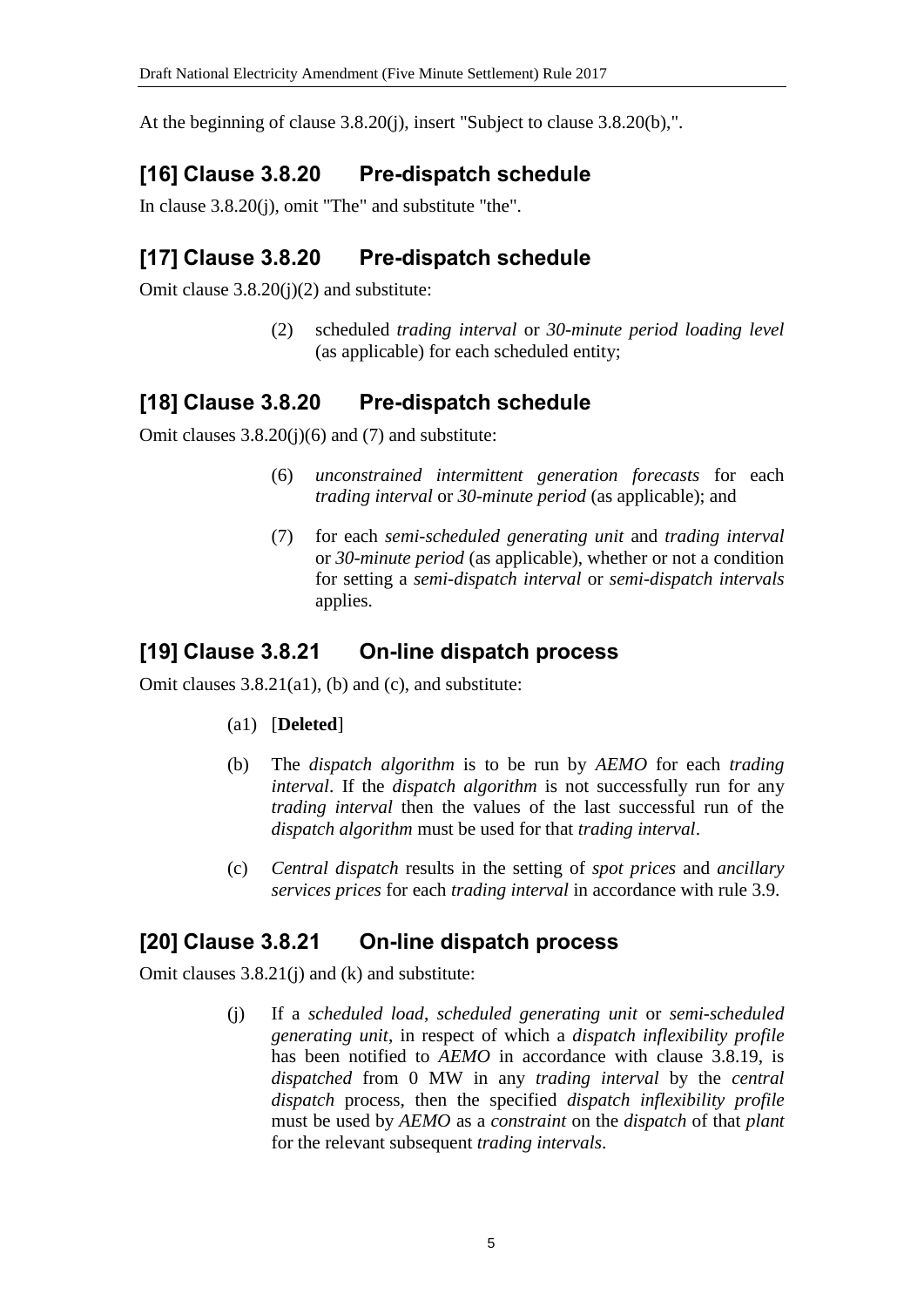At the beginning of clause 3.8.20(j), insert "Subject to clause 3.8.20(b),".

## [16] Clause 3.8.20 Pre-dispatch schedule

In clause 3.8.20(j), omit "The" and substitute "the".

## [17] Clause 3.8.20 Pre-dispatch schedule

Omit clause 3.8.20(j)(2) and substitute:

> (2) scheduled *trading interval* or *30-minute period loading level* (as applicable) for each scheduled entity;

## [18] Clause 3.8.20 Pre-dispatch schedule

Omit clauses 3.8.20(j)(6) and (7) and substitute:

> (6) *unconstrained intermittent generation forecasts* for each *trading interval* or *30-minute period* (as applicable); and
>
> (7) for each *semi-scheduled generating unit* and *trading interval* or *30-minute period* (as applicable), whether or not a condition for setting a *semi-dispatch interval* or *semi-dispatch intervals* applies.

## [19] Clause 3.8.21 On-line dispatch process

Omit clauses 3.8.21(a1), (b) and (c), and substitute:

> (a1) [**Deleted**]
>
> (b) The *dispatch algorithm* is to be run by *AEMO* for each *trading interval*. If the *dispatch algorithm* is not successfully run for any *trading interval* then the values of the last successful run of the *dispatch algorithm* must be used for that *trading interval*.
>
> (c) *Central dispatch* results in the setting of *spot prices* and *ancillary services prices* for each *trading interval* in accordance with rule 3.9.

## [20] Clause 3.8.21 On-line dispatch process

Omit clauses 3.8.21(j) and (k) and substitute:

> (j) If a *scheduled load*, *scheduled generating unit* or *semi-scheduled generating unit*, in respect of which a *dispatch inflexibility profile* has been notified to *AEMO* in accordance with clause 3.8.19, is *dispatched* from 0 MW in any *trading interval* by the *central dispatch* process, then the specified *dispatch inflexibility profile* must be used by *AEMO* as a *constraint* on the *dispatch* of that *plant* for the relevant subsequent *trading intervals*.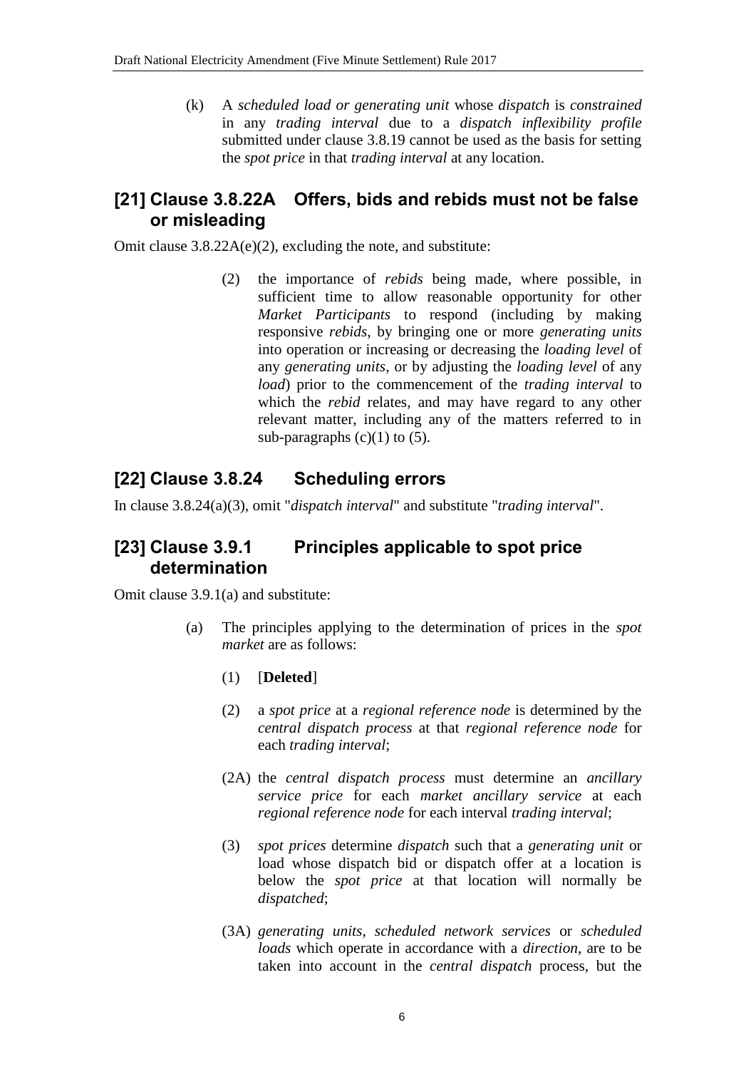(k) A *scheduled load or generating unit* whose *dispatch* is *constrained* in any *trading interval* due to a *dispatch inflexibility profile* submitted under clause 3.8.19 cannot be used as the basis for setting the *spot price* in that *trading interval* at any location.

## [21] Clause 3.8.22A Offers, bids and rebids must not be false or misleading

Omit clause 3.8.22A(e)(2), excluding the note, and substitute:

(2) the importance of *rebids* being made, where possible, in sufficient time to allow reasonable opportunity for other *Market Participants* to respond (including by making responsive *rebids*, by bringing one or more *generating units* into operation or increasing or decreasing the *loading level* of any *generating units*, or by adjusting the *loading level* of any *load*) prior to the commencement of the *trading interval* to which the *rebid* relates, and may have regard to any other relevant matter, including any of the matters referred to in sub-paragraphs (c)(1) to (5).

## [22] Clause 3.8.24 Scheduling errors

In clause 3.8.24(a)(3), omit "*dispatch interval*" and substitute "*trading interval*".

## [23] Clause 3.9.1 Principles applicable to spot price determination

Omit clause 3.9.1(a) and substitute:

(a) The principles applying to the determination of prices in the *spot market* are as follows:

(1) [**Deleted**]

(2) a *spot price* at a *regional reference node* is determined by the *central dispatch process* at that *regional reference node* for each *trading interval*;

(2A) the *central dispatch process* must determine an *ancillary service price* for each *market ancillary service* at each *regional reference node* for each interval *trading interval*;

(3) *spot prices* determine *dispatch* such that a *generating unit* or load whose dispatch bid or dispatch offer at a location is below the *spot price* at that location will normally be *dispatched*;

(3A) *generating units*, *scheduled network services* or *scheduled loads* which operate in accordance with a *direction*, are to be taken into account in the *central dispatch* process, but the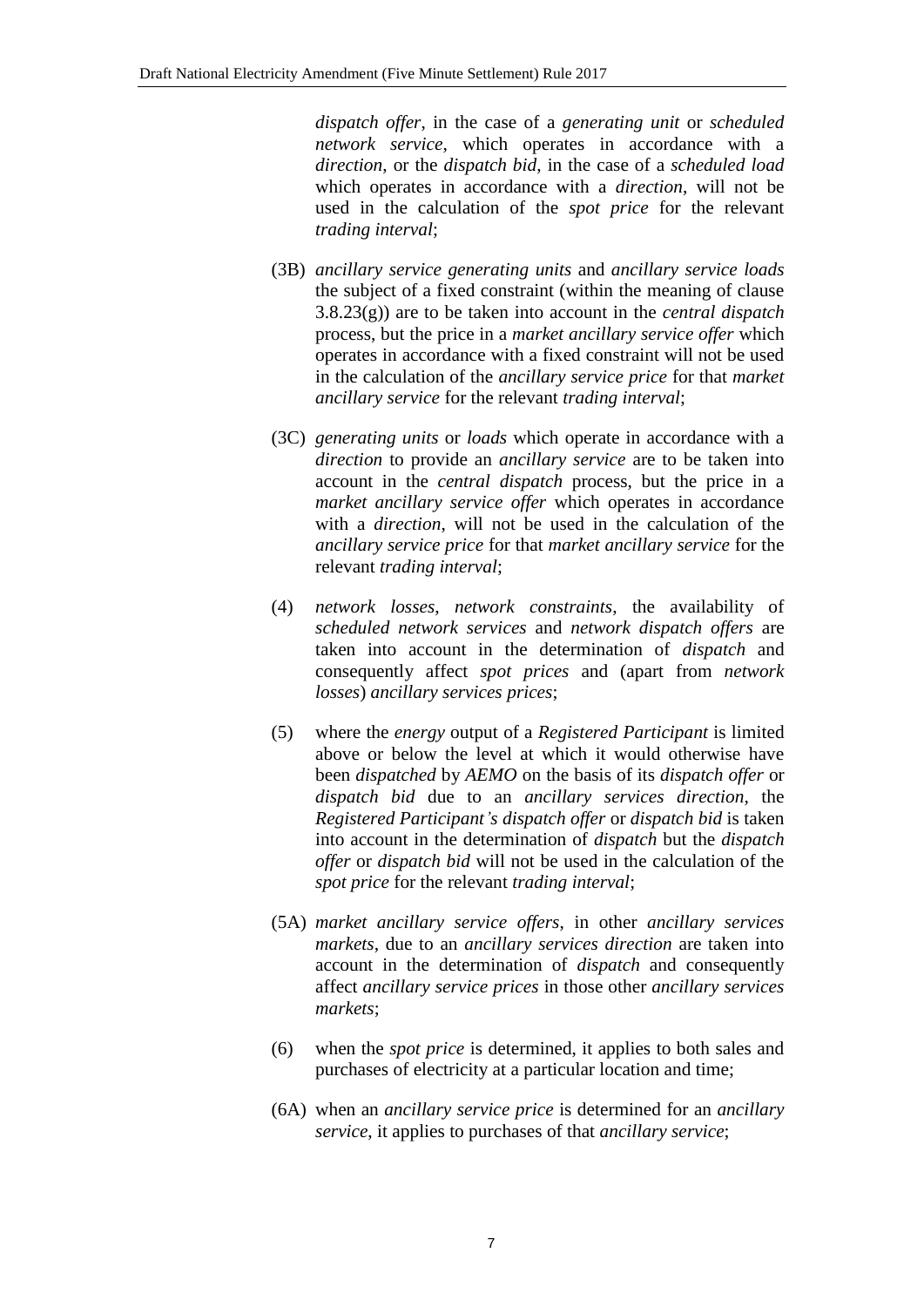*dispatch offer*, in the case of a *generating unit* or *scheduled network service*, which operates in accordance with a *direction*, or the *dispatch bid*, in the case of a *scheduled load* which operates in accordance with a *direction*, will not be used in the calculation of the *spot price* for the relevant *trading interval*;

(3B) *ancillary service generating units* and *ancillary service loads* the subject of a fixed constraint (within the meaning of clause 3.8.23(g)) are to be taken into account in the *central dispatch* process, but the price in a *market ancillary service offer* which operates in accordance with a fixed constraint will not be used in the calculation of the *ancillary service price* for that *market ancillary service* for the relevant *trading interval*;

(3C) *generating units* or *loads* which operate in accordance with a *direction* to provide an *ancillary service* are to be taken into account in the *central dispatch* process, but the price in a *market ancillary service offer* which operates in accordance with a *direction*, will not be used in the calculation of the *ancillary service price* for that *market ancillary service* for the relevant *trading interval*;

(4) *network losses*, *network constraints*, the availability of *scheduled network services* and *network dispatch offers* are taken into account in the determination of *dispatch* and consequently affect *spot prices* and (apart from *network losses*) *ancillary services prices*;

(5) where the *energy* output of a *Registered Participant* is limited above or below the level at which it would otherwise have been *dispatched* by *AEMO* on the basis of its *dispatch offer* or *dispatch bid* due to an *ancillary services direction*, the *Registered Participant's dispatch offer* or *dispatch bid* is taken into account in the determination of *dispatch* but the *dispatch offer* or *dispatch bid* will not be used in the calculation of the *spot price* for the relevant *trading interval*;

(5A) *market ancillary service offers*, in other *ancillary services markets*, due to an *ancillary services direction* are taken into account in the determination of *dispatch* and consequently affect *ancillary service prices* in those other *ancillary services markets*;

(6) when the *spot price* is determined, it applies to both sales and purchases of electricity at a particular location and time;

(6A) when an *ancillary service price* is determined for an *ancillary service*, it applies to purchases of that *ancillary service*;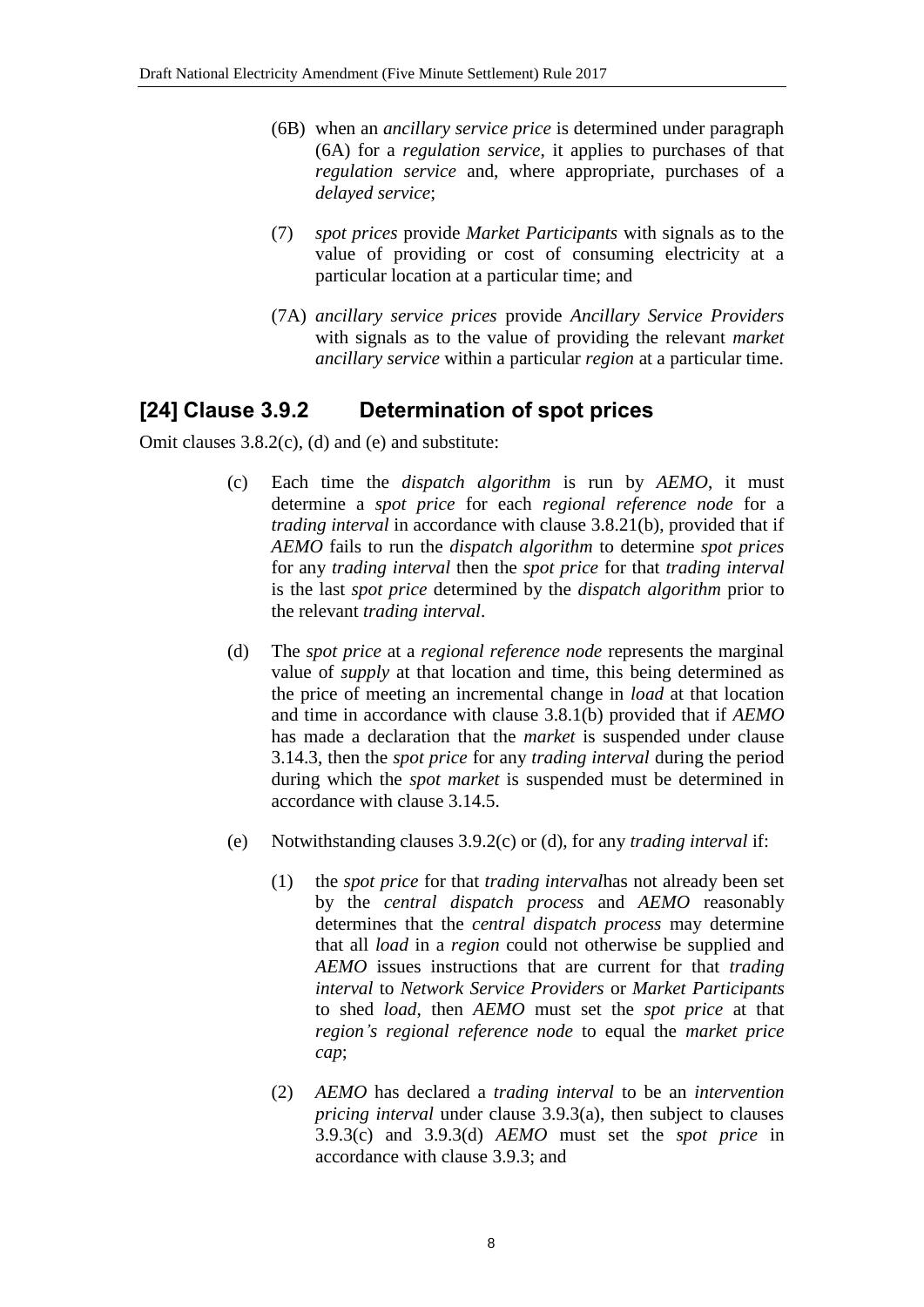(6B) when an *ancillary service price* is determined under paragraph (6A) for a *regulation service*, it applies to purchases of that *regulation service* and, where appropriate, purchases of a *delayed service*;

(7) *spot prices* provide *Market Participants* with signals as to the value of providing or cost of consuming electricity at a particular location at a particular time; and

(7A) *ancillary service prices* provide *Ancillary Service Providers* with signals as to the value of providing the relevant *market ancillary service* within a particular *region* at a particular time.

## [24] Clause 3.9.2 Determination of spot prices

Omit clauses 3.8.2(c), (d) and (e) and substitute:

(c) Each time the *dispatch algorithm* is run by *AEMO*, it must determine a *spot price* for each *regional reference node* for a *trading interval* in accordance with clause 3.8.21(b), provided that if *AEMO* fails to run the *dispatch algorithm* to determine *spot prices* for any *trading interval* then the *spot price* for that *trading interval* is the last *spot price* determined by the *dispatch algorithm* prior to the relevant *trading interval*.

(d) The *spot price* at a *regional reference node* represents the marginal value of *supply* at that location and time, this being determined as the price of meeting an incremental change in *load* at that location and time in accordance with clause 3.8.1(b) provided that if *AEMO* has made a declaration that the *market* is suspended under clause 3.14.3, then the *spot price* for any *trading interval* during the period during which the *spot market* is suspended must be determined in accordance with clause 3.14.5.

(e) Notwithstanding clauses 3.9.2(c) or (d), for any *trading interval* if:

(1) the *spot price* for that *trading interval*has not already been set by the *central dispatch process* and *AEMO* reasonably determines that the *central dispatch process* may determine that all *load* in a *region* could not otherwise be supplied and *AEMO* issues instructions that are current for that *trading interval* to *Network Service Providers* or *Market Participants* to shed *load*, then *AEMO* must set the *spot price* at that *region's regional reference node* to equal the *market price cap*;

(2) *AEMO* has declared a *trading interval* to be an *intervention pricing interval* under clause 3.9.3(a), then subject to clauses 3.9.3(c) and 3.9.3(d) *AEMO* must set the *spot price* in accordance with clause 3.9.3; and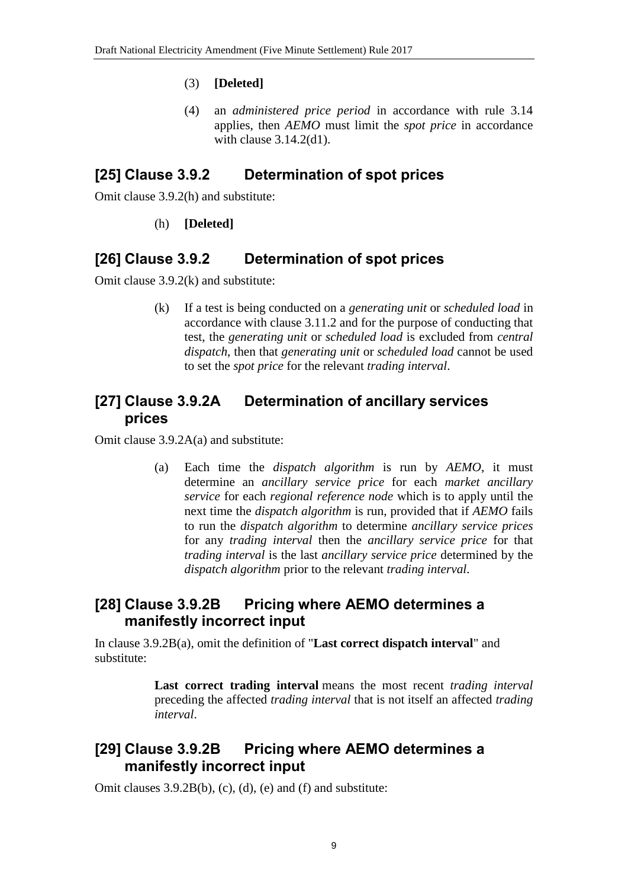(3) **[Deleted]**

(4) an *administered price period* in accordance with rule 3.14 applies, then *AEMO* must limit the *spot price* in accordance with clause 3.14.2(d1).

## [25] Clause 3.9.2 Determination of spot prices

Omit clause 3.9.2(h) and substitute:

(h) **[Deleted]**

## [26] Clause 3.9.2 Determination of spot prices

Omit clause 3.9.2(k) and substitute:

(k) If a test is being conducted on a *generating unit* or *scheduled load* in accordance with clause 3.11.2 and for the purpose of conducting that test, the *generating unit* or *scheduled load* is excluded from *central dispatch*, then that *generating unit* or *scheduled load* cannot be used to set the *spot price* for the relevant *trading interval*.

## [27] Clause 3.9.2A Determination of ancillary services prices

Omit clause 3.9.2A(a) and substitute:

(a) Each time the *dispatch algorithm* is run by *AEMO*, it must determine an *ancillary service price* for each *market ancillary service* for each *regional reference node* which is to apply until the next time the *dispatch algorithm* is run, provided that if *AEMO* fails to run the *dispatch algorithm* to determine *ancillary service prices* for any *trading interval* then the *ancillary service price* for that *trading interval* is the last *ancillary service price* determined by the *dispatch algorithm* prior to the relevant *trading interval*.

## [28] Clause 3.9.2B Pricing where AEMO determines a manifestly incorrect input

In clause 3.9.2B(a), omit the definition of "**Last correct dispatch interval**" and substitute:

**Last correct trading interval** means the most recent *trading interval* preceding the affected *trading interval* that is not itself an affected *trading interval*.

## [29] Clause 3.9.2B Pricing where AEMO determines a manifestly incorrect input

Omit clauses 3.9.2B(b), (c), (d), (e) and (f) and substitute: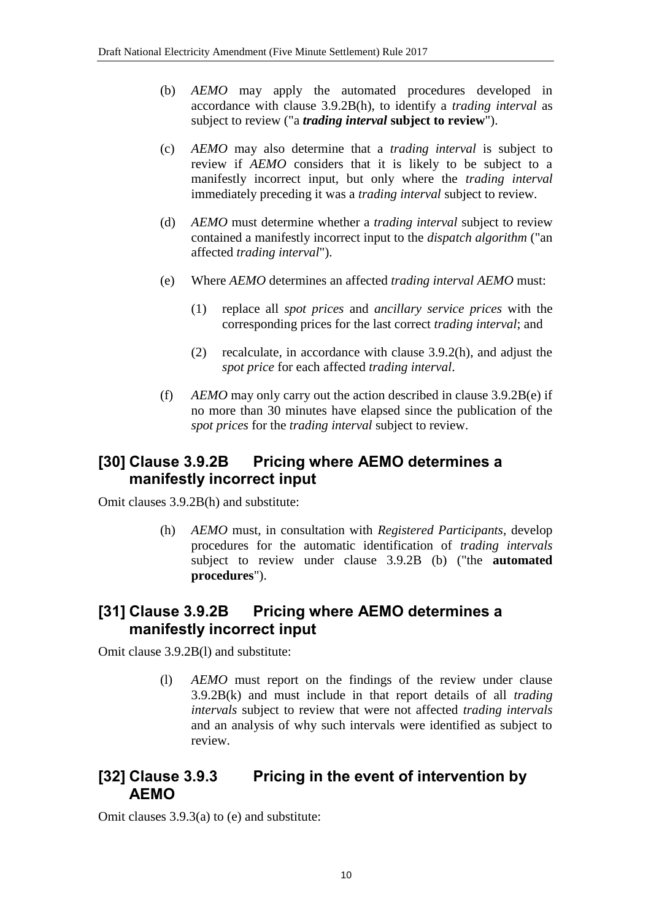(b) *AEMO* may apply the automated procedures developed in accordance with clause 3.9.2B(h), to identify a *trading interval* as subject to review ("a ***trading interval* subject to review**").

(c) *AEMO* may also determine that a *trading interval* is subject to review if *AEMO* considers that it is likely to be subject to a manifestly incorrect input, but only where the *trading interval* immediately preceding it was a *trading interval* subject to review.

(d) *AEMO* must determine whether a *trading interval* subject to review contained a manifestly incorrect input to the *dispatch algorithm* ("an affected *trading interval*").

(e) Where *AEMO* determines an affected *trading interval AEMO* must:

(1) replace all *spot prices* and *ancillary service prices* with the corresponding prices for the last correct *trading interval*; and

(2) recalculate, in accordance with clause 3.9.2(h), and adjust the *spot price* for each affected *trading interval*.

(f) *AEMO* may only carry out the action described in clause 3.9.2B(e) if no more than 30 minutes have elapsed since the publication of the *spot prices* for the *trading interval* subject to review.

## [30] Clause 3.9.2B Pricing where AEMO determines a manifestly incorrect input

Omit clauses 3.9.2B(h) and substitute:

(h) *AEMO* must, in consultation with *Registered Participants*, develop procedures for the automatic identification of *trading intervals* subject to review under clause 3.9.2B (b) ("the **automated procedures**").

## [31] Clause 3.9.2B Pricing where AEMO determines a manifestly incorrect input

Omit clause 3.9.2B(l) and substitute:

(l) *AEMO* must report on the findings of the review under clause 3.9.2B(k) and must include in that report details of all *trading intervals* subject to review that were not affected *trading intervals* and an analysis of why such intervals were identified as subject to review.

## [32] Clause 3.9.3 Pricing in the event of intervention by AEMO

Omit clauses 3.9.3(a) to (e) and substitute: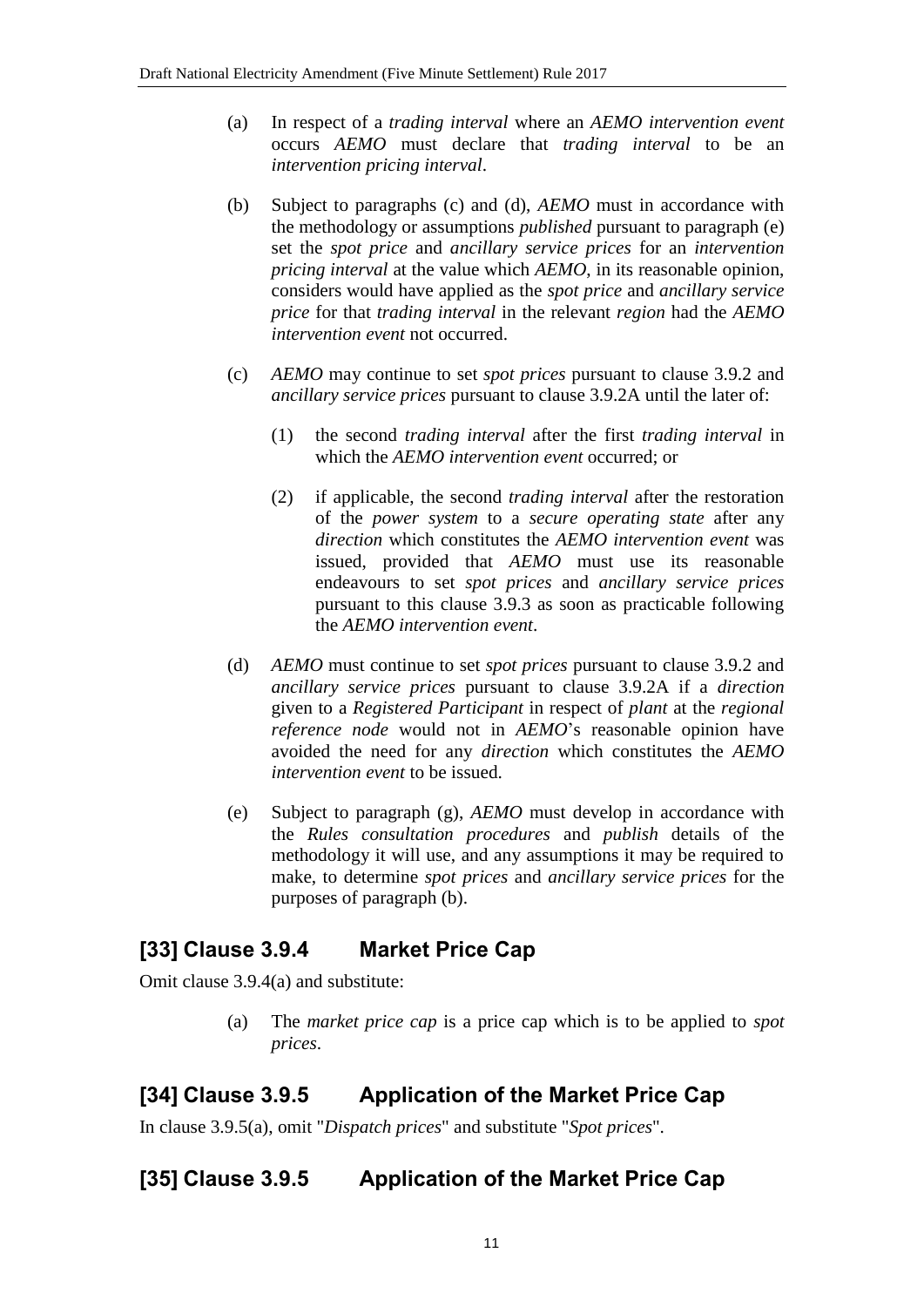(a) In respect of a *trading interval* where an *AEMO intervention event* occurs *AEMO* must declare that *trading interval* to be an *intervention pricing interval*.

(b) Subject to paragraphs (c) and (d), *AEMO* must in accordance with the methodology or assumptions *published* pursuant to paragraph (e) set the *spot price* and *ancillary service prices* for an *intervention pricing interval* at the value which *AEMO*, in its reasonable opinion, considers would have applied as the *spot price* and *ancillary service price* for that *trading interval* in the relevant *region* had the *AEMO intervention event* not occurred.

(c) *AEMO* may continue to set *spot prices* pursuant to clause 3.9.2 and *ancillary service prices* pursuant to clause 3.9.2A until the later of:

 (1) the second *trading interval* after the first *trading interval* in which the *AEMO intervention event* occurred; or

 (2) if applicable, the second *trading interval* after the restoration of the *power system* to a *secure operating state* after any *direction* which constitutes the *AEMO intervention event* was issued, provided that *AEMO* must use its reasonable endeavours to set *spot prices* and *ancillary service prices* pursuant to this clause 3.9.3 as soon as practicable following the *AEMO intervention event*.

(d) *AEMO* must continue to set *spot prices* pursuant to clause 3.9.2 and *ancillary service prices* pursuant to clause 3.9.2A if a *direction* given to a *Registered Participant* in respect of *plant* at the *regional reference node* would not in *AEMO*'s reasonable opinion have avoided the need for any *direction* which constitutes the *AEMO intervention event* to be issued.

(e) Subject to paragraph (g), *AEMO* must develop in accordance with the *Rules consultation procedures* and *publish* details of the methodology it will use, and any assumptions it may be required to make, to determine *spot prices* and *ancillary service prices* for the purposes of paragraph (b).

## [33] Clause 3.9.4 Market Price Cap

Omit clause 3.9.4(a) and substitute:

(a) The *market price cap* is a price cap which is to be applied to *spot prices*.

## [34] Clause 3.9.5 Application of the Market Price Cap

In clause 3.9.5(a), omit "*Dispatch prices*" and substitute "*Spot prices*".

## [35] Clause 3.9.5 Application of the Market Price Cap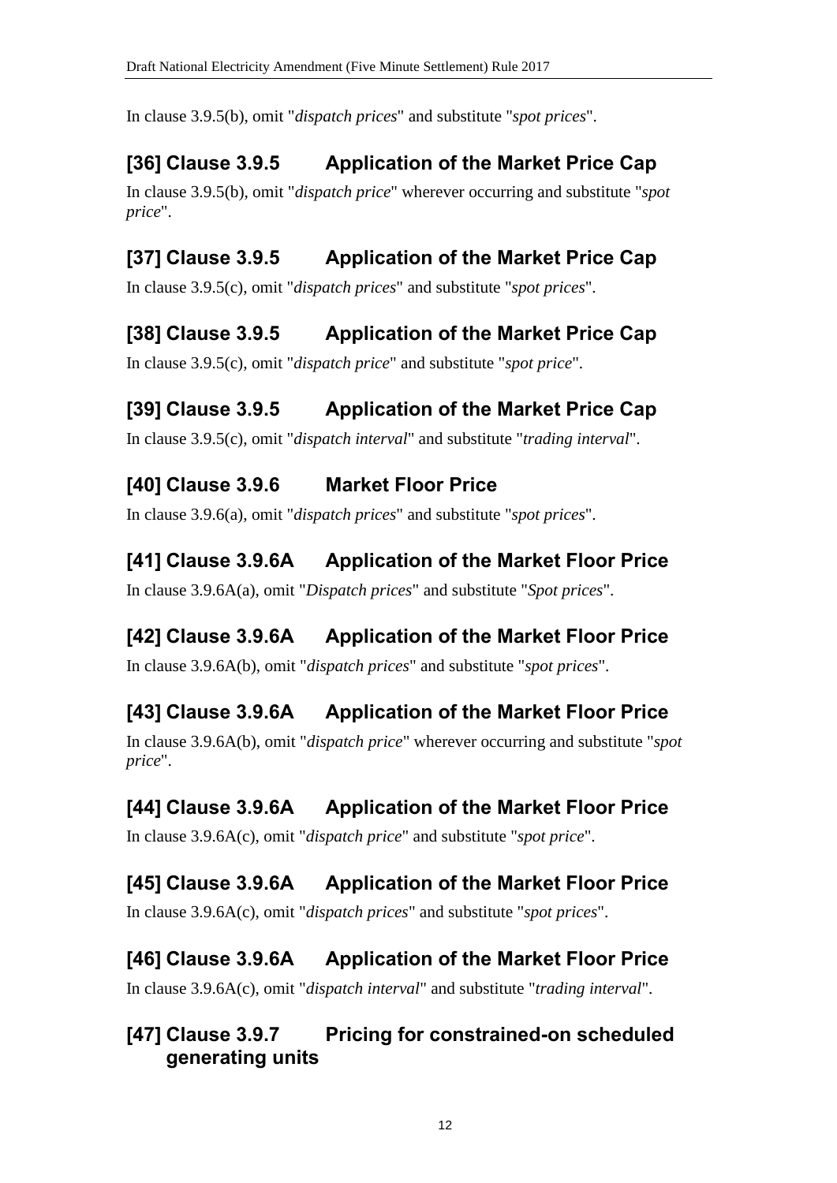In clause 3.9.5(b), omit "*dispatch prices*" and substitute "*spot prices*".

## [36] Clause 3.9.5 Application of the Market Price Cap

In clause 3.9.5(b), omit "*dispatch price*" wherever occurring and substitute "*spot price*".

## [37] Clause 3.9.5 Application of the Market Price Cap

In clause 3.9.5(c), omit "*dispatch prices*" and substitute "*spot prices*".

## [38] Clause 3.9.5 Application of the Market Price Cap

In clause 3.9.5(c), omit "*dispatch price*" and substitute "*spot price*".

## [39] Clause 3.9.5 Application of the Market Price Cap

In clause 3.9.5(c), omit "*dispatch interval*" and substitute "*trading interval*".

## [40] Clause 3.9.6 Market Floor Price

In clause 3.9.6(a), omit "*dispatch prices*" and substitute "*spot prices*".

## [41] Clause 3.9.6A Application of the Market Floor Price

In clause 3.9.6A(a), omit "*Dispatch prices*" and substitute "*Spot prices*".

## [42] Clause 3.9.6A Application of the Market Floor Price

In clause 3.9.6A(b), omit "*dispatch prices*" and substitute "*spot prices*".

## [43] Clause 3.9.6A Application of the Market Floor Price

In clause 3.9.6A(b), omit "*dispatch price*" wherever occurring and substitute "*spot price*".

## [44] Clause 3.9.6A Application of the Market Floor Price

In clause 3.9.6A(c), omit "*dispatch price*" and substitute "*spot price*".

## [45] Clause 3.9.6A Application of the Market Floor Price

In clause 3.9.6A(c), omit "*dispatch prices*" and substitute "*spot prices*".

## [46] Clause 3.9.6A Application of the Market Floor Price

In clause 3.9.6A(c), omit "*dispatch interval*" and substitute "*trading interval*".

## [47] Clause 3.9.7 Pricing for constrained-on scheduled generating units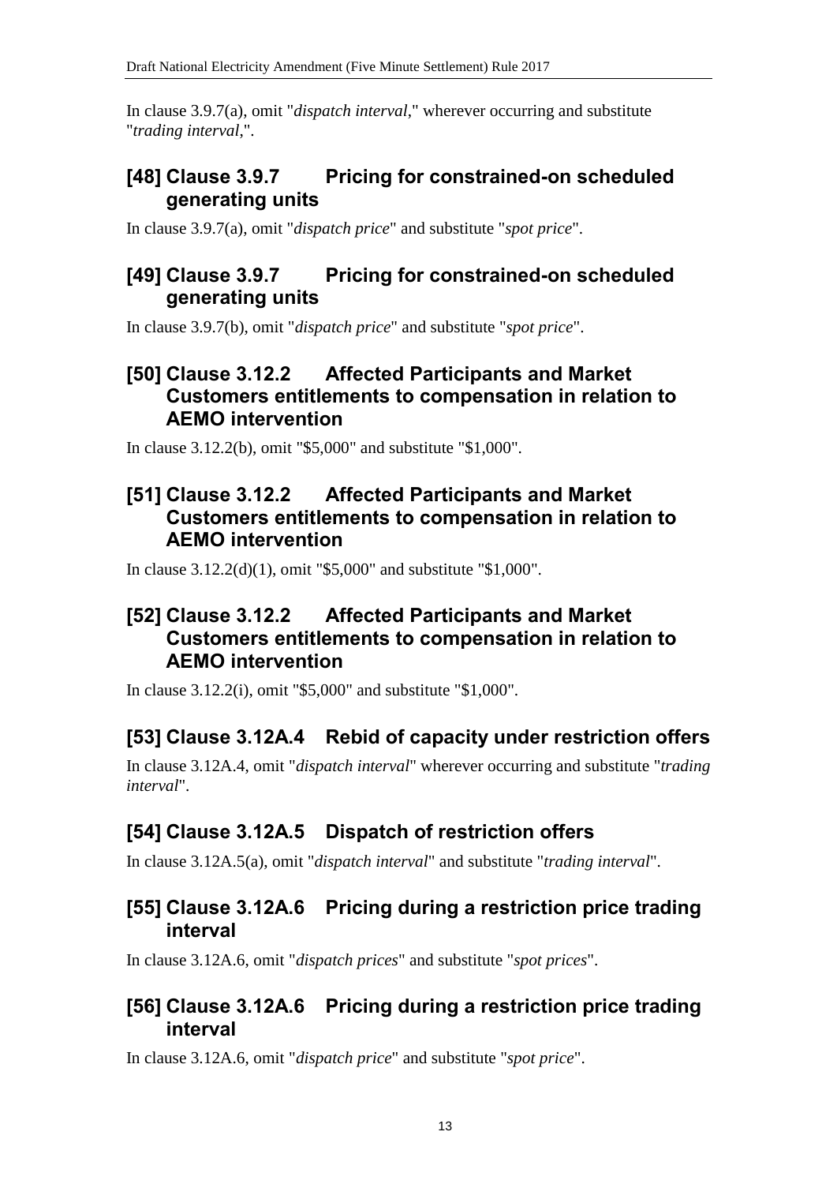In clause 3.9.7(a), omit "*dispatch interval*," wherever occurring and substitute "*trading interval*,".

## [48] Clause 3.9.7 Pricing for constrained-on scheduled generating units

In clause 3.9.7(a), omit "*dispatch price*" and substitute "*spot price*".

## [49] Clause 3.9.7 Pricing for constrained-on scheduled generating units

In clause 3.9.7(b), omit "*dispatch price*" and substitute "*spot price*".

## [50] Clause 3.12.2 Affected Participants and Market Customers entitlements to compensation in relation to AEMO intervention

In clause 3.12.2(b), omit "$5,000" and substitute "$1,000".

## [51] Clause 3.12.2 Affected Participants and Market Customers entitlements to compensation in relation to AEMO intervention

In clause 3.12.2(d)(1), omit "$5,000" and substitute "$1,000".

## [52] Clause 3.12.2 Affected Participants and Market Customers entitlements to compensation in relation to AEMO intervention

In clause 3.12.2(i), omit "$5,000" and substitute "$1,000".

## [53] Clause 3.12A.4 Rebid of capacity under restriction offers

In clause 3.12A.4, omit "*dispatch interval*" wherever occurring and substitute "*trading interval*".

## [54] Clause 3.12A.5 Dispatch of restriction offers

In clause 3.12A.5(a), omit "*dispatch interval*" and substitute "*trading interval*".

## [55] Clause 3.12A.6 Pricing during a restriction price trading interval

In clause 3.12A.6, omit "*dispatch prices*" and substitute "*spot prices*".

## [56] Clause 3.12A.6 Pricing during a restriction price trading interval

In clause 3.12A.6, omit "*dispatch price*" and substitute "*spot price*".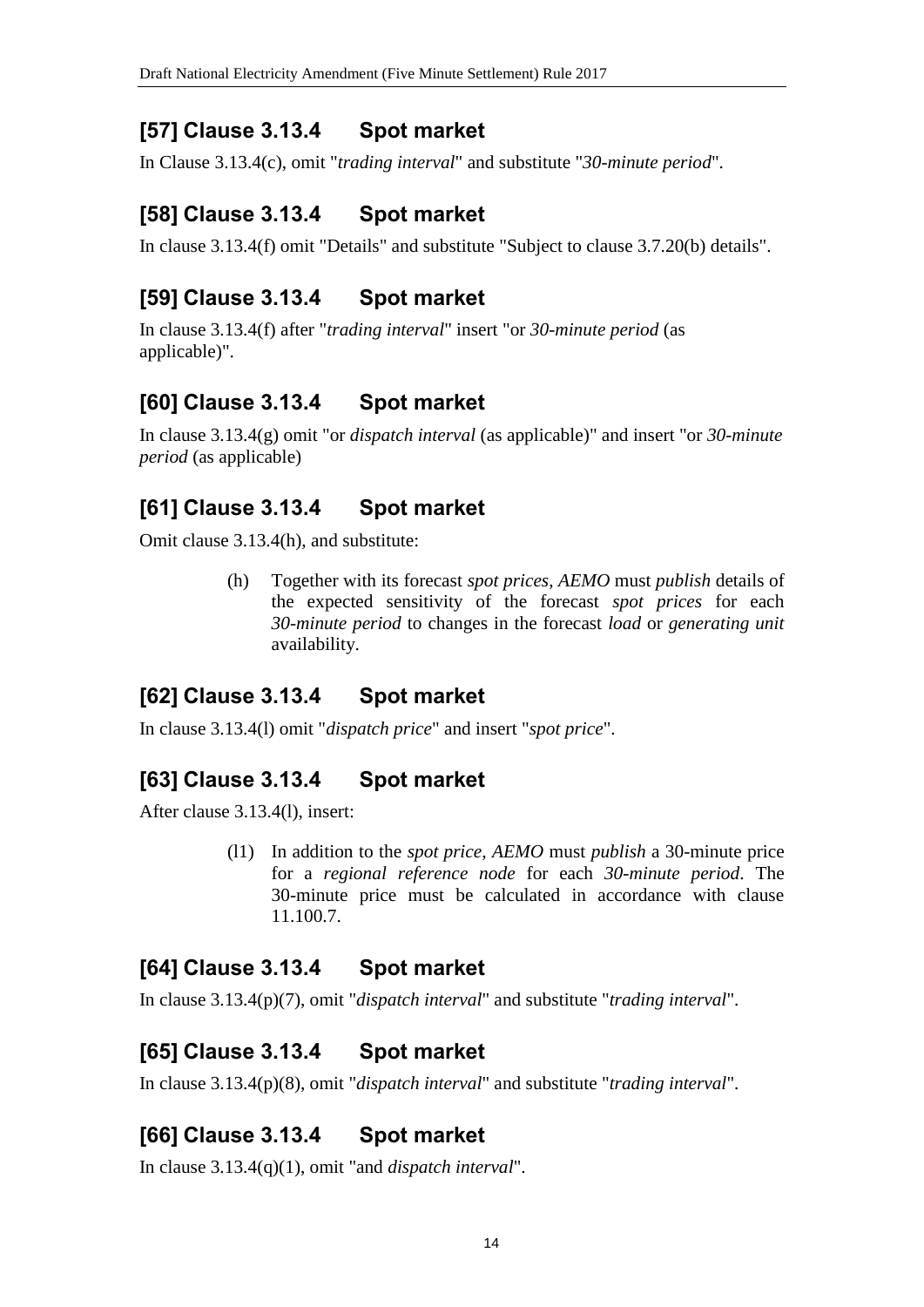## [57] Clause 3.13.4 Spot market

In Clause 3.13.4(c), omit "*trading interval*" and substitute "*30-minute period*".

## [58] Clause 3.13.4 Spot market

In clause 3.13.4(f) omit "Details" and substitute "Subject to clause 3.7.20(b) details".

## [59] Clause 3.13.4 Spot market

In clause 3.13.4(f) after "*trading interval*" insert "or *30-minute period* (as applicable)".

## [60] Clause 3.13.4 Spot market

In clause 3.13.4(g) omit "or *dispatch interval* (as applicable)" and insert "or *30-minute period* (as applicable)

## [61] Clause 3.13.4 Spot market

Omit clause 3.13.4(h), and substitute:

> (h) Together with its forecast *spot prices*, *AEMO* must *publish* details of the expected sensitivity of the forecast *spot prices* for each *30-minute period* to changes in the forecast *load* or *generating unit* availability.

## [62] Clause 3.13.4 Spot market

In clause 3.13.4(l) omit "*dispatch price*" and insert "*spot price*".

## [63] Clause 3.13.4 Spot market

After clause 3.13.4(l), insert:

> (l1) In addition to the *spot price, AEMO* must *publish* a 30-minute price for a *regional reference node* for each *30-minute period*. The 30-minute price must be calculated in accordance with clause 11.100.7.

## [64] Clause 3.13.4 Spot market

In clause 3.13.4(p)(7), omit "*dispatch interval*" and substitute "*trading interval*".

## [65] Clause 3.13.4 Spot market

In clause 3.13.4(p)(8), omit "*dispatch interval*" and substitute "*trading interval*".

## [66] Clause 3.13.4 Spot market

In clause 3.13.4(q)(1), omit "and *dispatch interval*".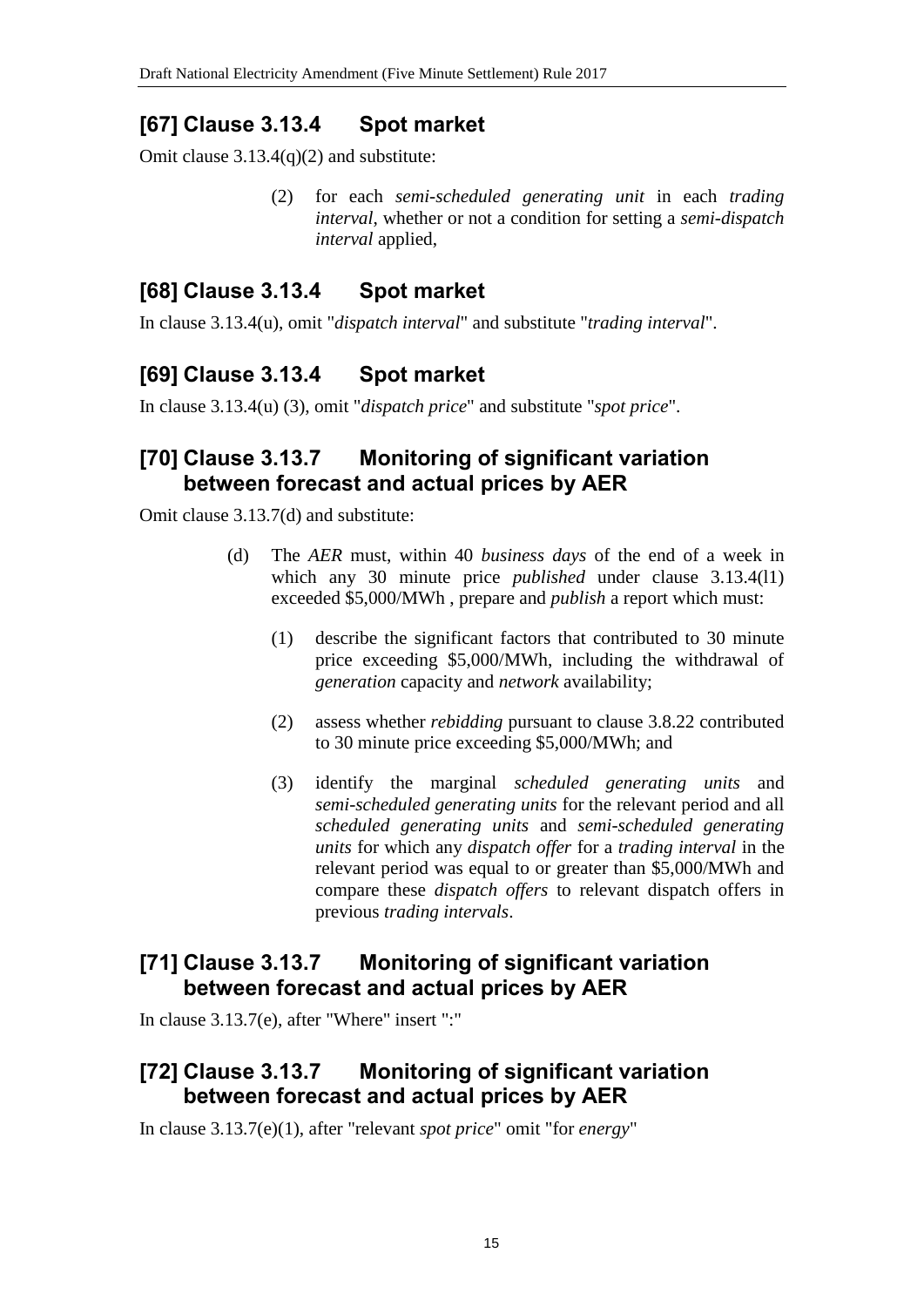## [67] Clause 3.13.4 Spot market

Omit clause 3.13.4(q)(2) and substitute:

> (2) for each *semi-scheduled generating unit* in each *trading interval*, whether or not a condition for setting a *semi-dispatch interval* applied,

## [68] Clause 3.13.4 Spot market

In clause 3.13.4(u), omit "*dispatch interval*" and substitute "*trading interval*".

## [69] Clause 3.13.4 Spot market

In clause 3.13.4(u) (3), omit "*dispatch price*" and substitute "*spot price*".

## [70] Clause 3.13.7 Monitoring of significant variation between forecast and actual prices by AER

Omit clause 3.13.7(d) and substitute:

> (d) The *AER* must, within 40 *business days* of the end of a week in which any 30 minute price *published* under clause 3.13.4(l1) exceeded $5,000/MWh , prepare and *publish* a report which must:
>
> (1) describe the significant factors that contributed to 30 minute price exceeding $5,000/MWh, including the withdrawal of *generation* capacity and *network* availability;
>
> (2) assess whether *rebidding* pursuant to clause 3.8.22 contributed to 30 minute price exceeding $5,000/MWh; and
>
> (3) identify the marginal *scheduled generating units* and *semi-scheduled generating units* for the relevant period and all *scheduled generating units* and *semi-scheduled generating units* for which any *dispatch offer* for a *trading interval* in the relevant period was equal to or greater than $5,000/MWh and compare these *dispatch offers* to relevant dispatch offers in previous *trading intervals*.

## [71] Clause 3.13.7 Monitoring of significant variation between forecast and actual prices by AER

In clause 3.13.7(e), after "Where" insert ":"

## [72] Clause 3.13.7 Monitoring of significant variation between forecast and actual prices by AER

In clause 3.13.7(e)(1), after "relevant *spot price*" omit "for *energy*"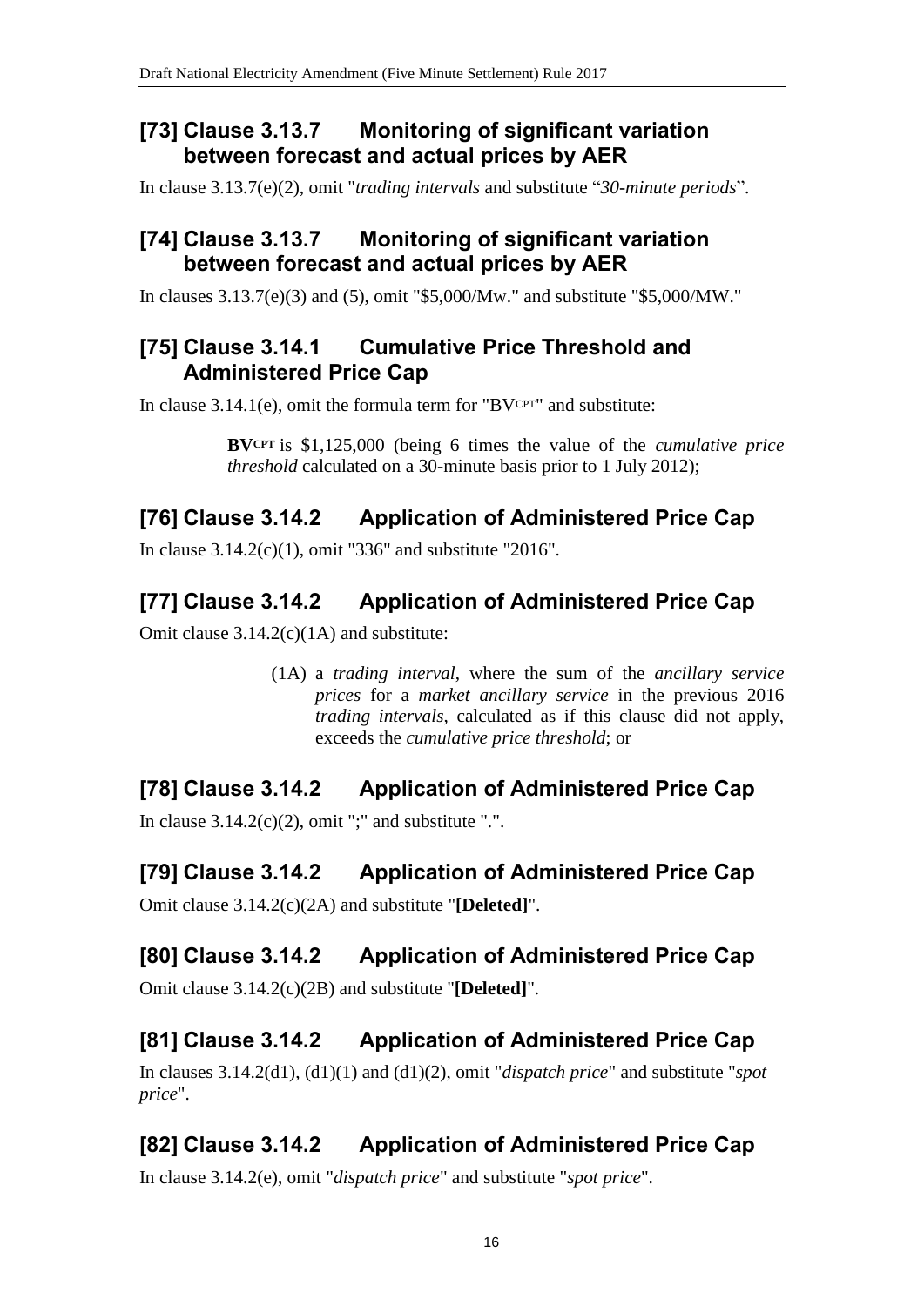## [73] Clause 3.13.7 Monitoring of significant variation between forecast and actual prices by AER

In clause 3.13.7(e)(2), omit "*trading intervals* and substitute "*30-minute periods*".

## [74] Clause 3.13.7 Monitoring of significant variation between forecast and actual prices by AER

In clauses 3.13.7(e)(3) and (5), omit "$5,000/Mw." and substitute "$5,000/MW."

## [75] Clause 3.14.1 Cumulative Price Threshold and Administered Price Cap

In clause 3.14.1(e), omit the formula term for "$BV^{CPT}$" and substitute:

> $\mathbf{BV^{CPT}}$ is $1,125,000 (being 6 times the value of the *cumulative price threshold* calculated on a 30-minute basis prior to 1 July 2012);

## [76] Clause 3.14.2 Application of Administered Price Cap

In clause 3.14.2(c)(1), omit "336" and substitute "2016".

## [77] Clause 3.14.2 Application of Administered Price Cap

Omit clause 3.14.2(c)(1A) and substitute:

> (1A) a *trading interval*, where the sum of the *ancillary service prices* for a *market ancillary service* in the previous 2016 *trading intervals*, calculated as if this clause did not apply, exceeds the *cumulative price threshold*; or

## [78] Clause 3.14.2 Application of Administered Price Cap

In clause 3.14.2(c)(2), omit ";" and substitute ".".

## [79] Clause 3.14.2 Application of Administered Price Cap

Omit clause 3.14.2(c)(2A) and substitute "**[Deleted]**".

## [80] Clause 3.14.2 Application of Administered Price Cap

Omit clause 3.14.2(c)(2B) and substitute "**[Deleted]**".

## [81] Clause 3.14.2 Application of Administered Price Cap

In clauses 3.14.2(d1), (d1)(1) and (d1)(2), omit "*dispatch price*" and substitute "*spot price*".

## [82] Clause 3.14.2 Application of Administered Price Cap

In clause 3.14.2(e), omit "*dispatch price*" and substitute "*spot price*".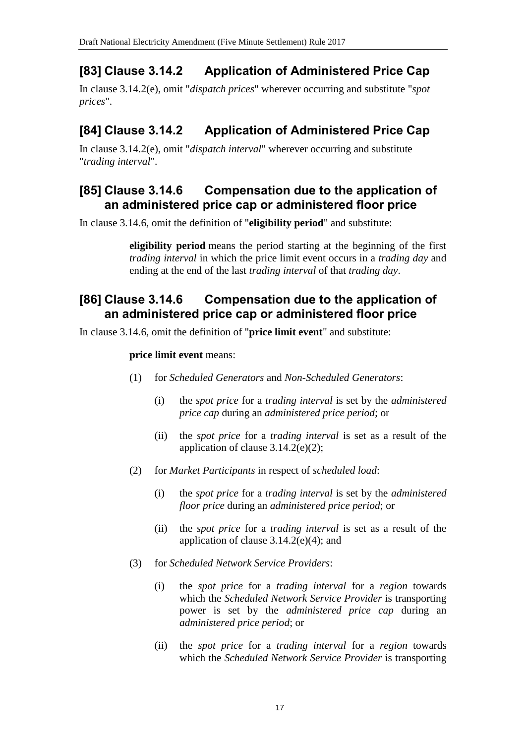## [83] Clause 3.14.2 Application of Administered Price Cap

In clause 3.14.2(e), omit "*dispatch prices*" wherever occurring and substitute "*spot prices*".

## [84] Clause 3.14.2 Application of Administered Price Cap

In clause 3.14.2(e), omit "*dispatch interval*" wherever occurring and substitute "*trading interval*".

## [85] Clause 3.14.6 Compensation due to the application of an administered price cap or administered floor price

In clause 3.14.6, omit the definition of "**eligibility period**" and substitute:

> **eligibility period** means the period starting at the beginning of the first *trading interval* in which the price limit event occurs in a *trading day* and ending at the end of the last *trading interval* of that *trading day*.

## [86] Clause 3.14.6 Compensation due to the application of an administered price cap or administered floor price

In clause 3.14.6, omit the definition of "**price limit event**" and substitute:

> **price limit event** means:
>
> (1) for *Scheduled Generators* and *Non-Scheduled Generators*:
>
> (i) the *spot price* for a *trading interval* is set by the *administered price cap* during an *administered price period*; or
>
> (ii) the *spot price* for a *trading interval* is set as a result of the application of clause 3.14.2(e)(2);
>
> (2) for *Market Participants* in respect of *scheduled load*:
>
> (i) the *spot price* for a *trading interval* is set by the *administered floor price* during an *administered price period*; or
>
> (ii) the *spot price* for a *trading interval* is set as a result of the application of clause 3.14.2(e)(4); and
>
> (3) for *Scheduled Network Service Providers*:
>
> (i) the *spot price* for a *trading interval* for a *region* towards which the *Scheduled Network Service Provider* is transporting power is set by the *administered price cap* during an *administered price period*; or
>
> (ii) the *spot price* for a *trading interval* for a *region* towards which the *Scheduled Network Service Provider* is transporting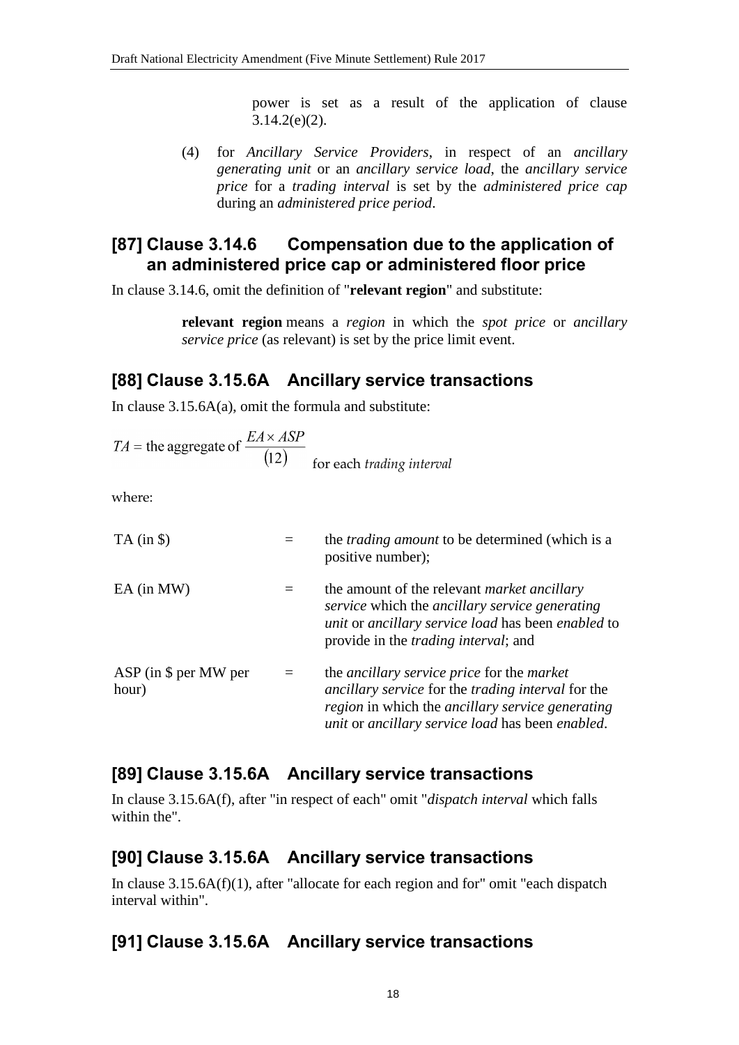power is set as a result of the application of clause 3.14.2(e)(2).

(4) for *Ancillary Service Providers*, in respect of an *ancillary generating unit* or an *ancillary service load*, the *ancillary service price* for a *trading interval* is set by the *administered price cap* during an *administered price period*.

## [87] Clause 3.14.6 Compensation due to the application of an administered price cap or administered floor price

In clause 3.14.6, omit the definition of "**relevant region**" and substitute:

> **relevant region** means a *region* in which the *spot price* or *ancillary service price* (as relevant) is set by the price limit event.

## [88] Clause 3.15.6A Ancillary service transactions

In clause 3.15.6A(a), omit the formula and substitute:

$$TA = \text{the aggregate of } \frac{EA \times ASP}{(12)} \quad \text{for each } \textit{trading interval}$$

where:

| | | |
|---|---|---|
| TA (in $) | = | the *trading amount* to be determined (which is a positive number); |
| EA (in MW) | = | the amount of the relevant *market ancillary service* which the *ancillary service generating unit* or *ancillary service load* has been *enabled* to provide in the *trading interval*; and |
| ASP (in $ per MW per hour) | = | the *ancillary service price* for the *market ancillary service* for the *trading interval* for the *region* in which the *ancillary service generating unit* or *ancillary service load* has been *enabled*. |

## [89] Clause 3.15.6A Ancillary service transactions

In clause 3.15.6A(f), after "in respect of each" omit "*dispatch interval* which falls within the".

## [90] Clause 3.15.6A Ancillary service transactions

In clause 3.15.6A(f)(1), after "allocate for each region and for" omit "each dispatch interval within".

## [91] Clause 3.15.6A Ancillary service transactions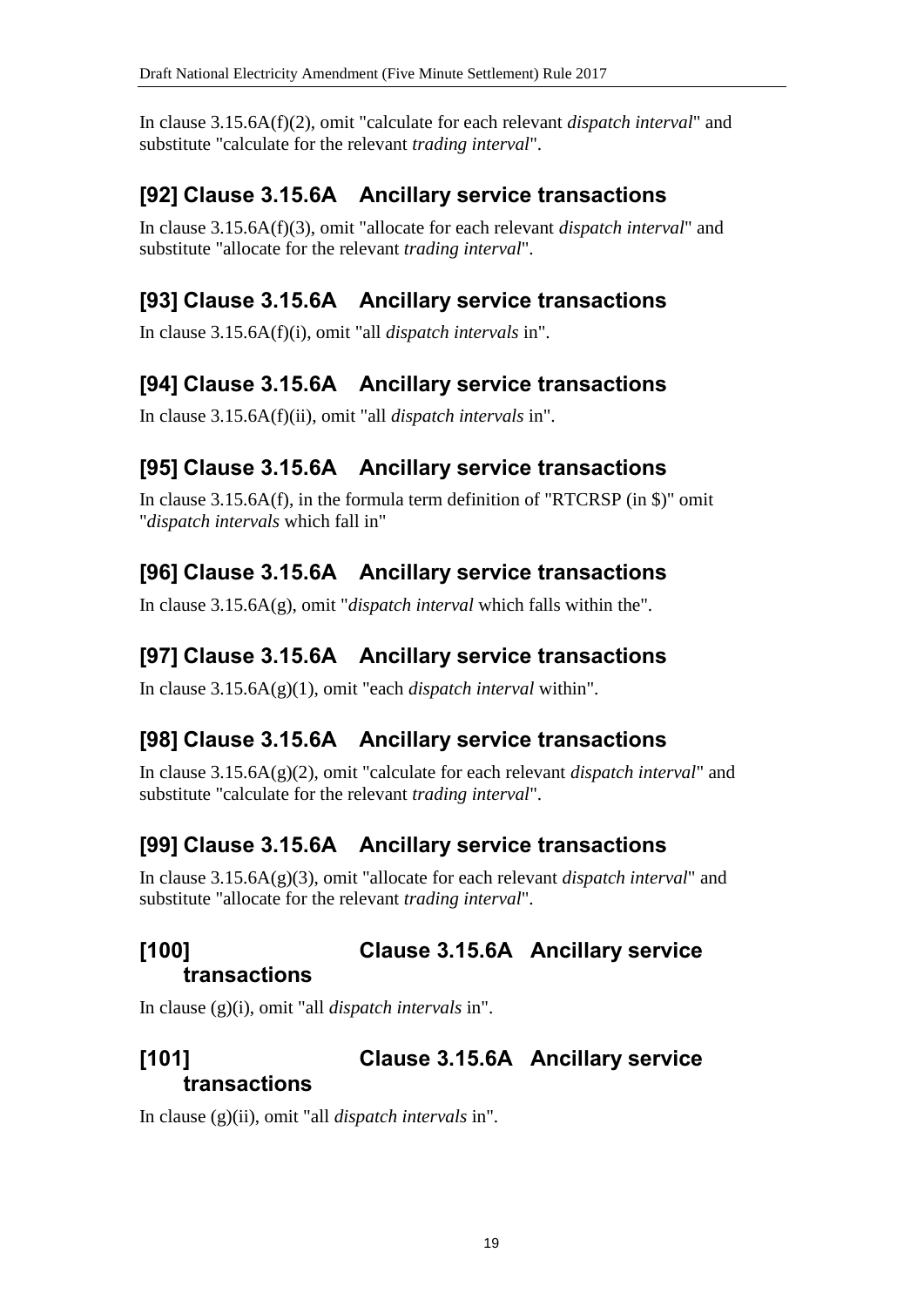In clause 3.15.6A(f)(2), omit "calculate for each relevant *dispatch interval*" and substitute "calculate for the relevant *trading interval*".

## [92] Clause 3.15.6A Ancillary service transactions

In clause 3.15.6A(f)(3), omit "allocate for each relevant *dispatch interval*" and substitute "allocate for the relevant *trading interval*".

## [93] Clause 3.15.6A Ancillary service transactions

In clause 3.15.6A(f)(i), omit "all *dispatch intervals* in".

## [94] Clause 3.15.6A Ancillary service transactions

In clause 3.15.6A(f)(ii), omit "all *dispatch intervals* in".

## [95] Clause 3.15.6A Ancillary service transactions

In clause 3.15.6A(f), in the formula term definition of "RTCRSP (in $)" omit "*dispatch intervals* which fall in"

## [96] Clause 3.15.6A Ancillary service transactions

In clause 3.15.6A(g), omit "*dispatch interval* which falls within the".

## [97] Clause 3.15.6A Ancillary service transactions

In clause 3.15.6A(g)(1), omit "each *dispatch interval* within".

## [98] Clause 3.15.6A Ancillary service transactions

In clause 3.15.6A(g)(2), omit "calculate for each relevant *dispatch interval*" and substitute "calculate for the relevant *trading interval*".

## [99] Clause 3.15.6A Ancillary service transactions

In clause 3.15.6A(g)(3), omit "allocate for each relevant *dispatch interval*" and substitute "allocate for the relevant *trading interval*".

## [100] Clause 3.15.6A Ancillary service transactions

In clause (g)(i), omit "all *dispatch intervals* in".

## [101] Clause 3.15.6A Ancillary service transactions

In clause (g)(ii), omit "all *dispatch intervals* in".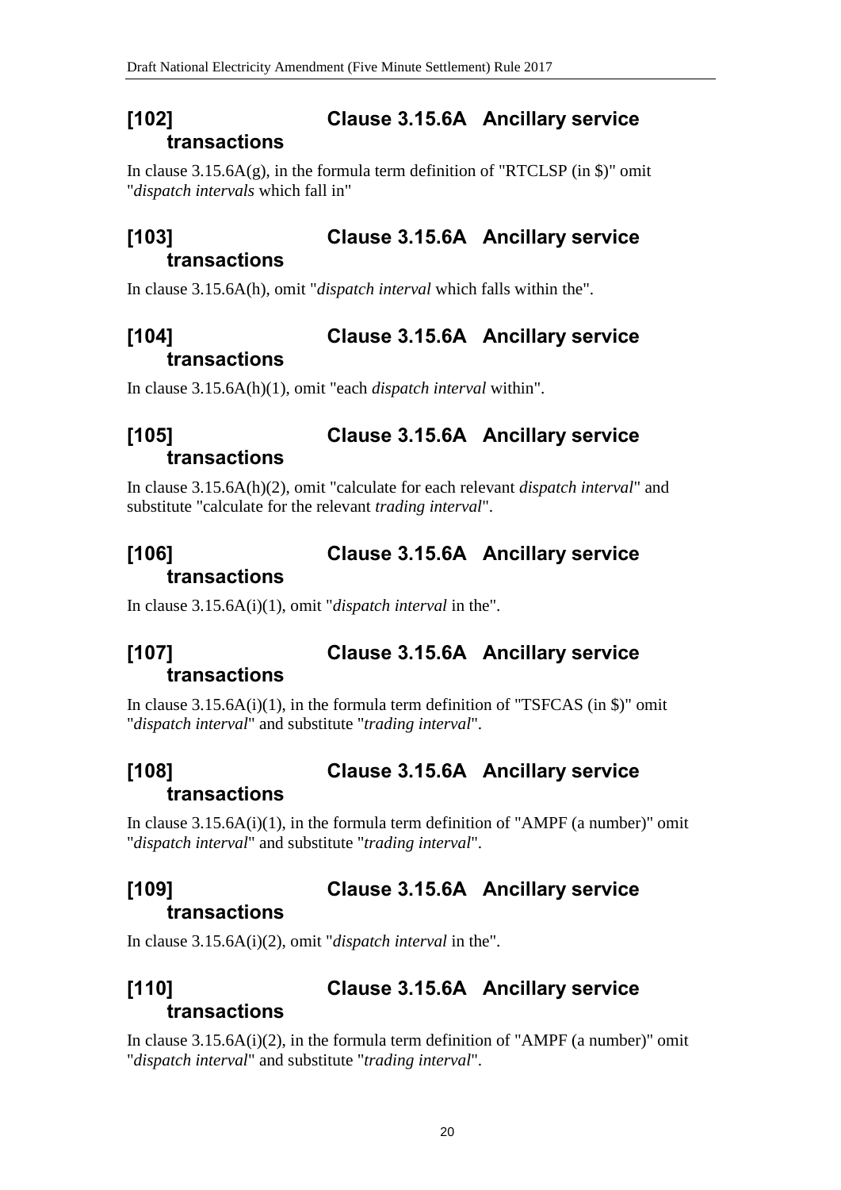## [102] Clause 3.15.6A Ancillary service transactions

In clause 3.15.6A(g), in the formula term definition of "RTCLSP (in $)" omit "*dispatch intervals* which fall in"

## [103] Clause 3.15.6A Ancillary service transactions

In clause 3.15.6A(h), omit "*dispatch interval* which falls within the".

## [104] Clause 3.15.6A Ancillary service transactions

In clause 3.15.6A(h)(1), omit "each *dispatch interval* within".

## [105] Clause 3.15.6A Ancillary service transactions

In clause 3.15.6A(h)(2), omit "calculate for each relevant *dispatch interval*" and substitute "calculate for the relevant *trading interval*".

## [106] Clause 3.15.6A Ancillary service transactions

In clause 3.15.6A(i)(1), omit "*dispatch interval* in the".

## [107] Clause 3.15.6A Ancillary service transactions

In clause 3.15.6A(i)(1), in the formula term definition of "TSFCAS (in $)" omit "*dispatch interval*" and substitute "*trading interval*".

## [108] Clause 3.15.6A Ancillary service transactions

In clause 3.15.6A(i)(1), in the formula term definition of "AMPF (a number)" omit "*dispatch interval*" and substitute "*trading interval*".

## [109] Clause 3.15.6A Ancillary service transactions

In clause 3.15.6A(i)(2), omit "*dispatch interval* in the".

## [110] Clause 3.15.6A Ancillary service transactions

In clause 3.15.6A(i)(2), in the formula term definition of "AMPF (a number)" omit "*dispatch interval*" and substitute "*trading interval*".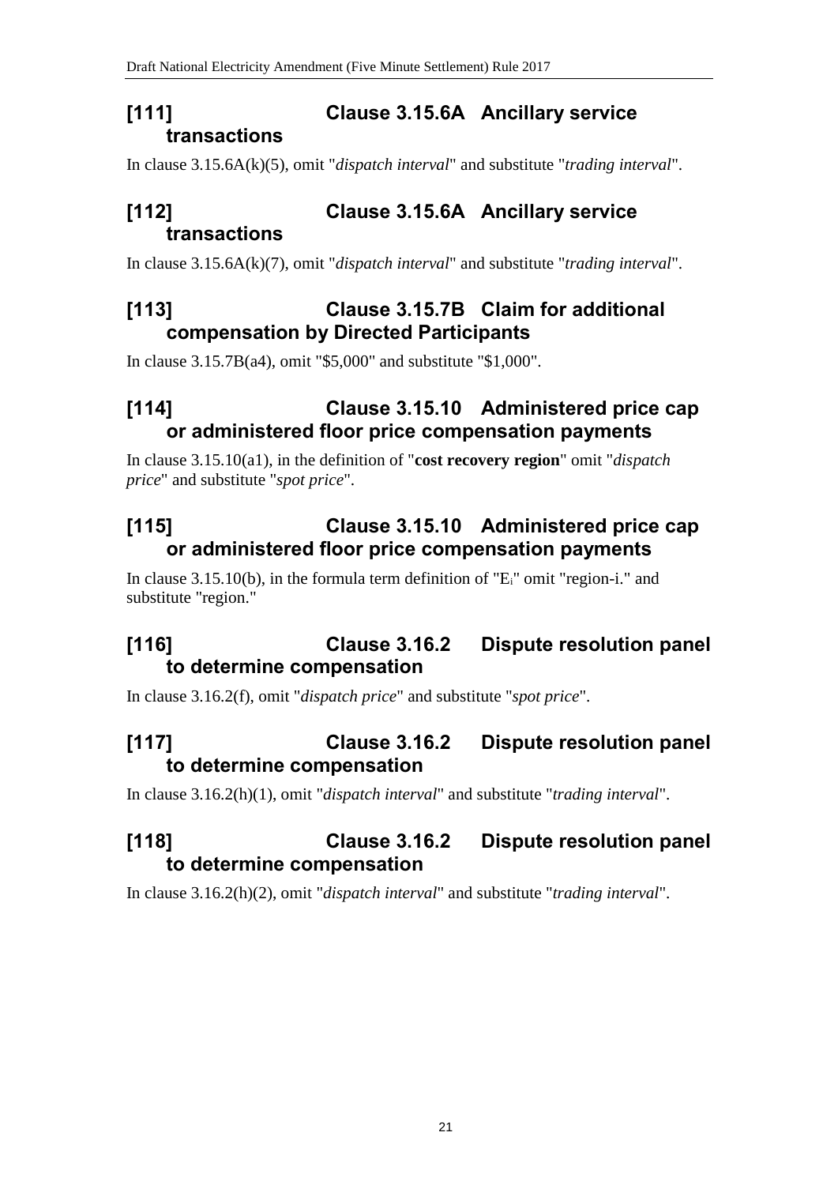## [111] Clause 3.15.6A Ancillary service transactions

In clause 3.15.6A(k)(5), omit "*dispatch interval*" and substitute "*trading interval*".

## [112] Clause 3.15.6A Ancillary service transactions

In clause 3.15.6A(k)(7), omit "*dispatch interval*" and substitute "*trading interval*".

## [113] Clause 3.15.7B Claim for additional compensation by Directed Participants

In clause 3.15.7B(a4), omit "$5,000" and substitute "$1,000".

## [114] Clause 3.15.10 Administered price cap or administered floor price compensation payments

In clause 3.15.10(a1), in the definition of "**cost recovery region**" omit "*dispatch price*" and substitute "*spot price*".

## [115] Clause 3.15.10 Administered price cap or administered floor price compensation payments

In clause 3.15.10(b), in the formula term definition of "$E_i$" omit "region-i." and substitute "region."

## [116] Clause 3.16.2 Dispute resolution panel to determine compensation

In clause 3.16.2(f), omit "*dispatch price*" and substitute "*spot price*".

## [117] Clause 3.16.2 Dispute resolution panel to determine compensation

In clause 3.16.2(h)(1), omit "*dispatch interval*" and substitute "*trading interval*".

## [118] Clause 3.16.2 Dispute resolution panel to determine compensation

In clause 3.16.2(h)(2), omit "*dispatch interval*" and substitute "*trading interval*".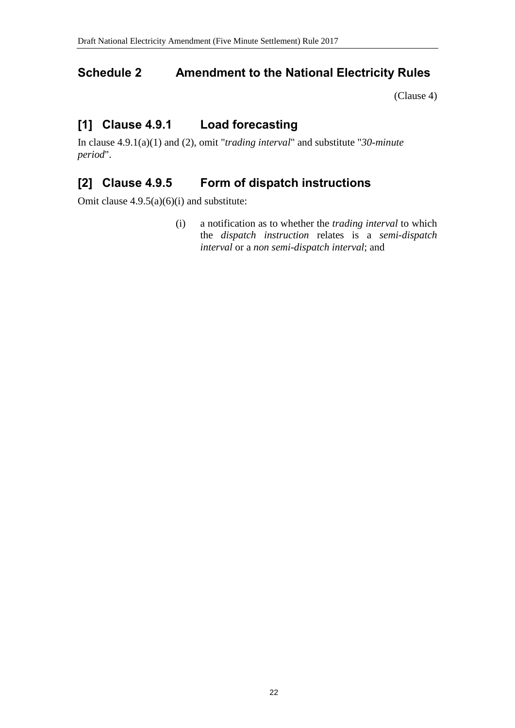## Schedule 2 Amendment to the National Electricity Rules

(Clause 4)

### [1] Clause 4.9.1 Load forecasting

In clause 4.9.1(a)(1) and (2), omit "*trading interval*" and substitute "*30-minute period*".

### [2] Clause 4.9.5 Form of dispatch instructions

Omit clause 4.9.5(a)(6)(i) and substitute:

(i) a notification as to whether the *trading interval* to which the *dispatch instruction* relates is a *semi-dispatch interval* or a *non semi-dispatch interval*; and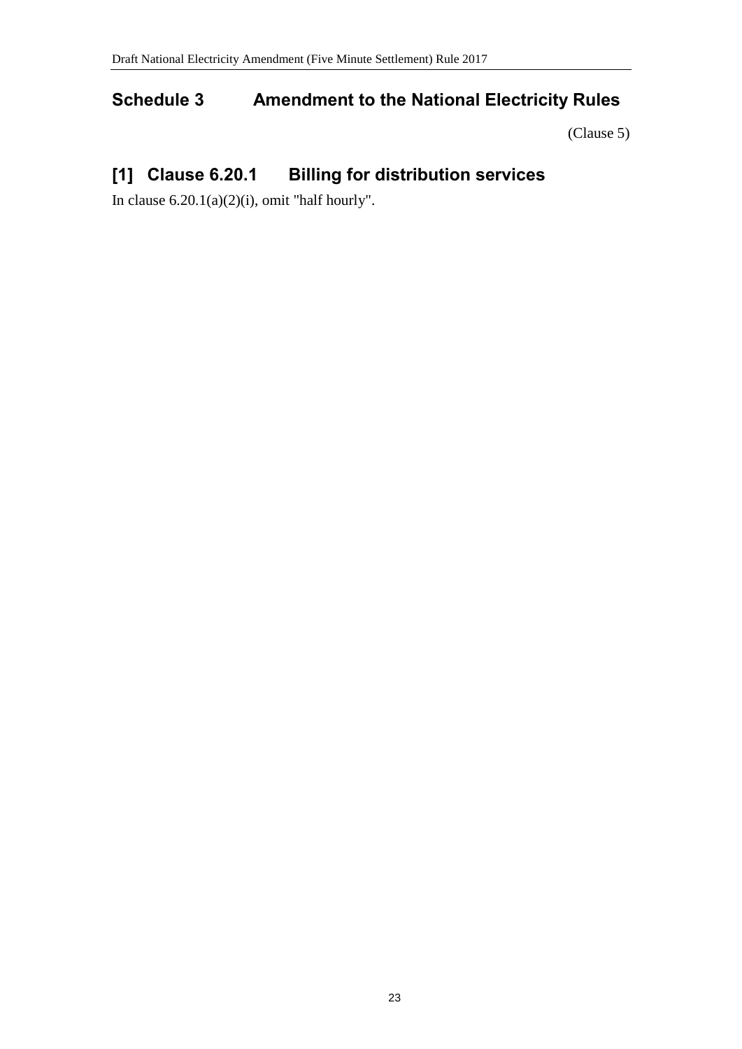## Schedule 3 Amendment to the National Electricity Rules

(Clause 5)

## [1] Clause 6.20.1 Billing for distribution services

In clause 6.20.1(a)(2)(i), omit "half hourly".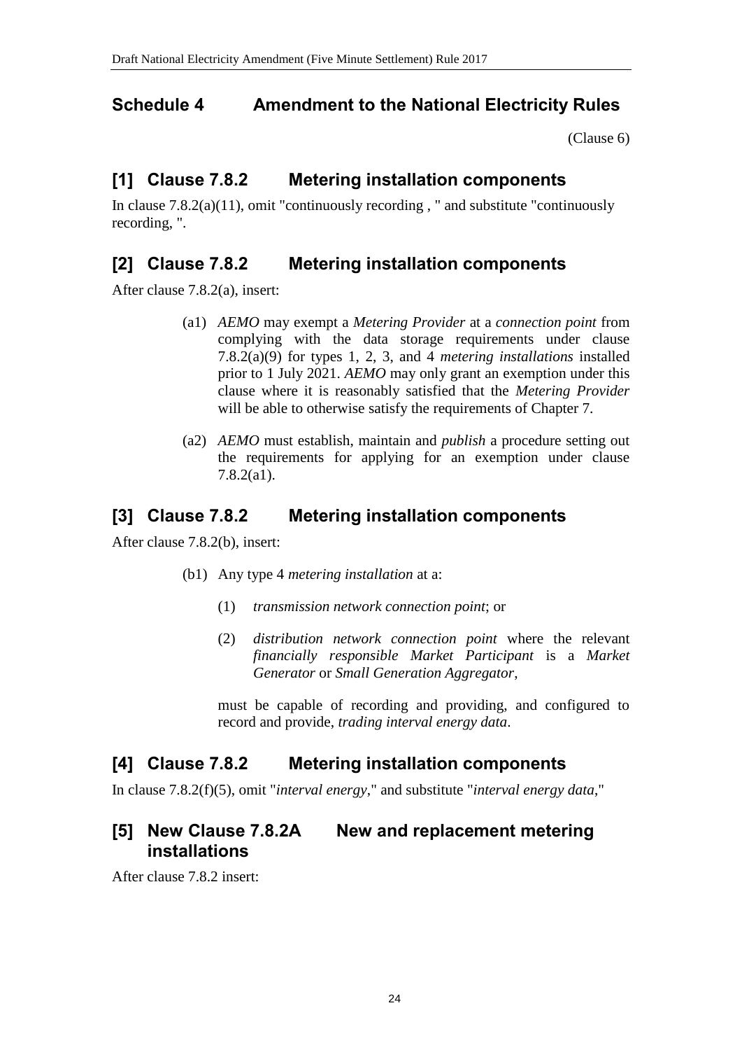## Schedule 4 Amendment to the National Electricity Rules

(Clause 6)

## [1] Clause 7.8.2 Metering installation components

In clause 7.8.2(a)(11), omit "continuously recording , " and substitute "continuously recording, ".

## [2] Clause 7.8.2 Metering installation components

After clause 7.8.2(a), insert:

> (a1) *AEMO* may exempt a *Metering Provider* at a *connection point* from complying with the data storage requirements under clause 7.8.2(a)(9) for types 1, 2, 3, and 4 *metering installations* installed prior to 1 July 2021. *AEMO* may only grant an exemption under this clause where it is reasonably satisfied that the *Metering Provider* will be able to otherwise satisfy the requirements of Chapter 7.
>
> (a2) *AEMO* must establish, maintain and *publish* a procedure setting out the requirements for applying for an exemption under clause 7.8.2(a1).

## [3] Clause 7.8.2 Metering installation components

After clause 7.8.2(b), insert:

> (b1) Any type 4 *metering installation* at a:
>
> (1) *transmission network connection point*; or
>
> (2) *distribution network connection point* where the relevant *financially responsible Market Participant* is a *Market Generator* or *Small Generation Aggregator*,
>
> must be capable of recording and providing, and configured to record and provide, *trading interval energy data*.

## [4] Clause 7.8.2 Metering installation components

In clause 7.8.2(f)(5), omit "*interval energy*," and substitute "*interval energy data*,"

## [5] New Clause 7.8.2A New and replacement metering installations

After clause 7.8.2 insert: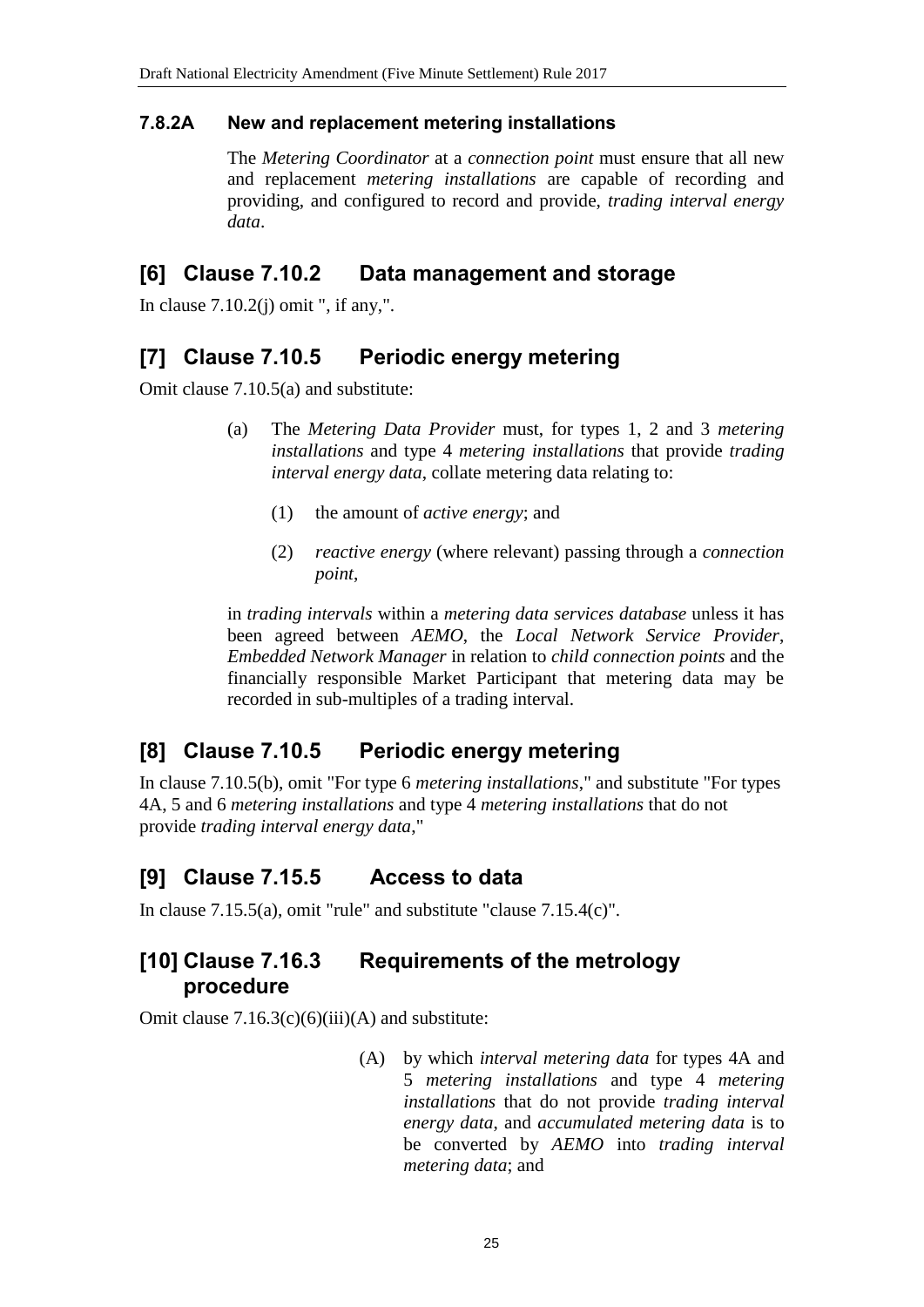#### 7.8.2A New and replacement metering installations

The *Metering Coordinator* at a *connection point* must ensure that all new and replacement *metering installations* are capable of recording and providing, and configured to record and provide, *trading interval energy data*.

## [6] Clause 7.10.2 Data management and storage

In clause 7.10.2(j) omit ", if any,".

## [7] Clause 7.10.5 Periodic energy metering

Omit clause 7.10.5(a) and substitute:

(a) The *Metering Data Provider* must, for types 1, 2 and 3 *metering installations* and type 4 *metering installations* that provide *trading interval energy data*, collate metering data relating to:

(1) the amount of *active energy*; and

(2) *reactive energy* (where relevant) passing through a *connection point*,

in *trading intervals* within a *metering data services database* unless it has been agreed between *AEMO*, the *Local Network Service Provider*, *Embedded Network Manager* in relation to *child connection points* and the financially responsible Market Participant that metering data may be recorded in sub-multiples of a trading interval.

## [8] Clause 7.10.5 Periodic energy metering

In clause 7.10.5(b), omit "For type 6 *metering installations*," and substitute "For types 4A, 5 and 6 *metering installations* and type 4 *metering installations* that do not provide *trading interval energy data*,"

## [9] Clause 7.15.5 Access to data

In clause 7.15.5(a), omit "rule" and substitute "clause 7.15.4(c)".

## [10] Clause 7.16.3 Requirements of the metrology procedure

Omit clause 7.16.3(c)(6)(iii)(A) and substitute:

(A) by which *interval metering data* for types 4A and 5 *metering installations* and type 4 *metering installations* that do not provide *trading interval energy data*, and *accumulated metering data* is to be converted by *AEMO* into *trading interval metering data*; and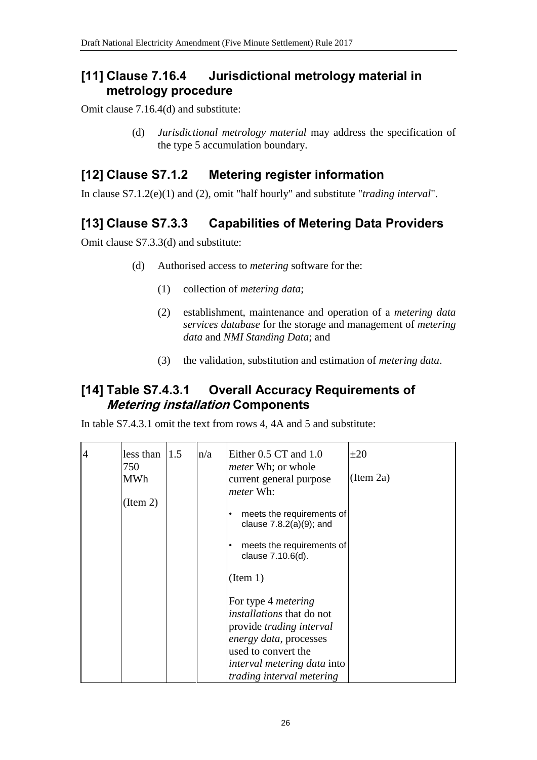## [11] Clause 7.16.4 Jurisdictional metrology material in metrology procedure

Omit clause 7.16.4(d) and substitute:

(d) *Jurisdictional metrology material* may address the specification of the type 5 accumulation boundary.

## [12] Clause S7.1.2 Metering register information

In clause S7.1.2(e)(1) and (2), omit "half hourly" and substitute "*trading interval*".

## [13] Clause S7.3.3 Capabilities of Metering Data Providers

Omit clause S7.3.3(d) and substitute:

(d) Authorised access to *metering* software for the:

(1) collection of *metering data*;

(2) establishment, maintenance and operation of a *metering data services database* for the storage and management of *metering data* and *NMI Standing Data*; and

(3) the validation, substitution and estimation of *metering data*.

## [14] Table S7.4.3.1 Overall Accuracy Requirements of *Metering installation* Components

In table S7.4.3.1 omit the text from rows 4, 4A and 5 and substitute:

| | | | | | |
|---|---|---|---|---|---|
| 4 | less than 750 MWh<br><br>(Item 2) | 1.5 | n/a | Either 0.5 CT and 1.0 *meter* Wh; or whole current general purpose *meter* Wh:<br><br>• meets the requirements of clause 7.8.2(a)(9); and<br><br>• meets the requirements of clause 7.10.6(d).<br><br>(Item 1)<br><br>For type 4 *metering installations* that do not provide *trading interval energy data*, processes used to convert the *interval metering data* into *trading interval metering* | ±20<br><br>(Item 2a) |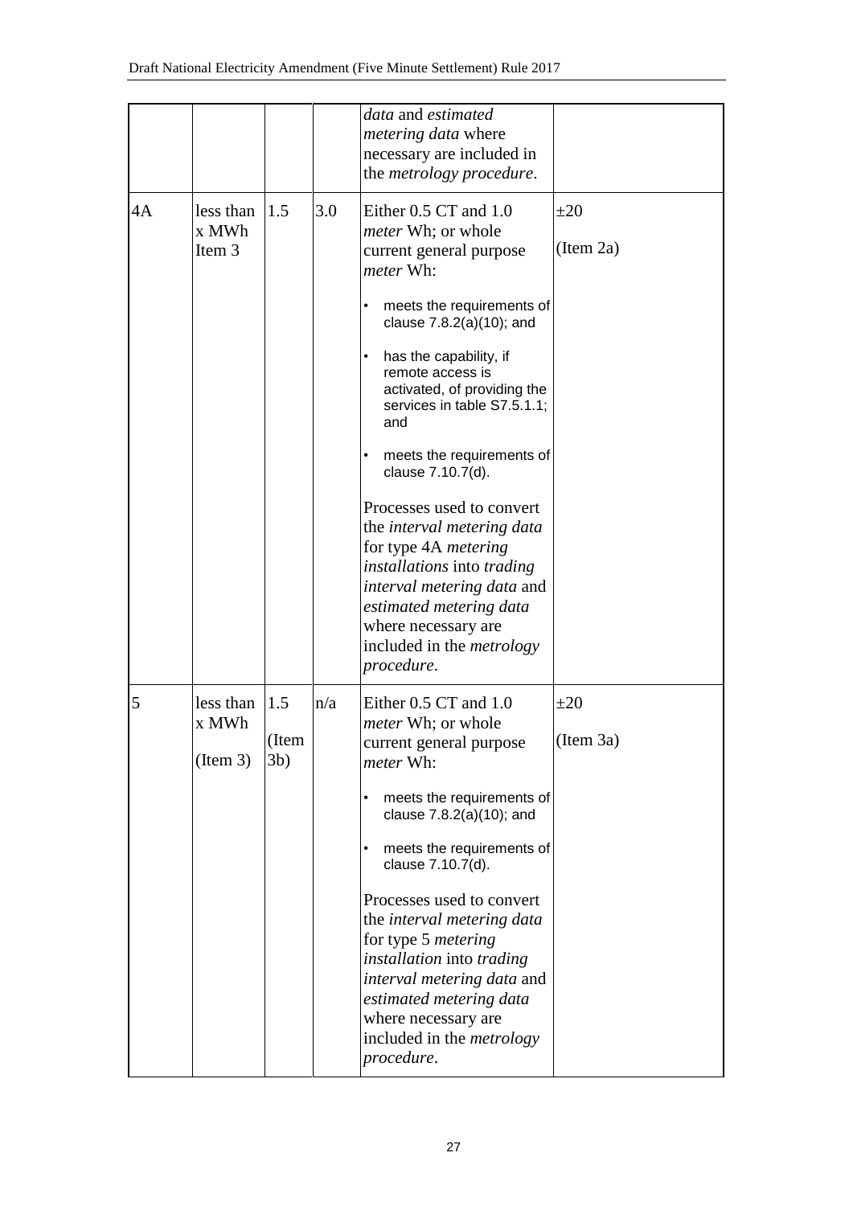| | | | | | |
|---|---|---|---|---|---|
| | | | | *data* and *estimated metering data* where necessary are included in the *metrology procedure*. | |
| 4A | less than x MWh Item 3 | 1.5 | 3.0 | Either 0.5 CT and 1.0 *meter* Wh; or whole current general purpose *meter* Wh:<br>• meets the requirements of clause 7.8.2(a)(10); and<br>• has the capability, if remote access is activated, of providing the services in table S7.5.1.1; and<br>• meets the requirements of clause 7.10.7(d).<br>Processes used to convert the *interval metering data* for type 4A *metering installations* into *trading interval metering data* and *estimated metering data* where necessary are included in the *metrology procedure*. | ±20<br>(Item 2a) |
| 5 | less than x MWh<br>(Item 3) | 1.5<br>(Item 3b) | n/a | Either 0.5 CT and 1.0 *meter* Wh; or whole current general purpose *meter* Wh:<br>• meets the requirements of clause 7.8.2(a)(10); and<br>• meets the requirements of clause 7.10.7(d).<br>Processes used to convert the *interval metering data* for type 5 *metering installation* into *trading interval metering data* and *estimated metering data* where necessary are included in the *metrology procedure*. | ±20<br>(Item 3a) |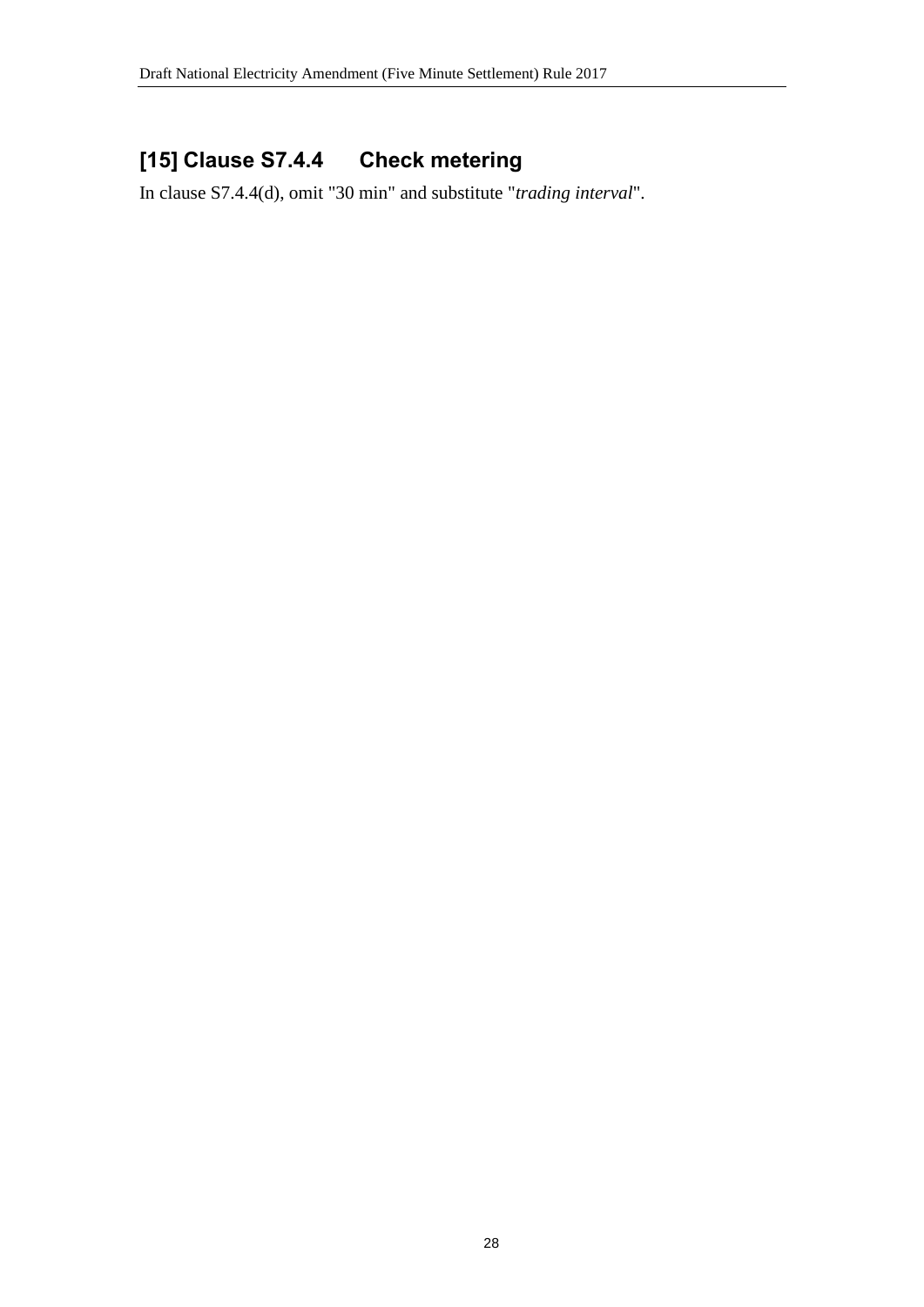## [15] Clause S7.4.4 Check metering

In clause S7.4.4(d), omit "30 min" and substitute "*trading interval*".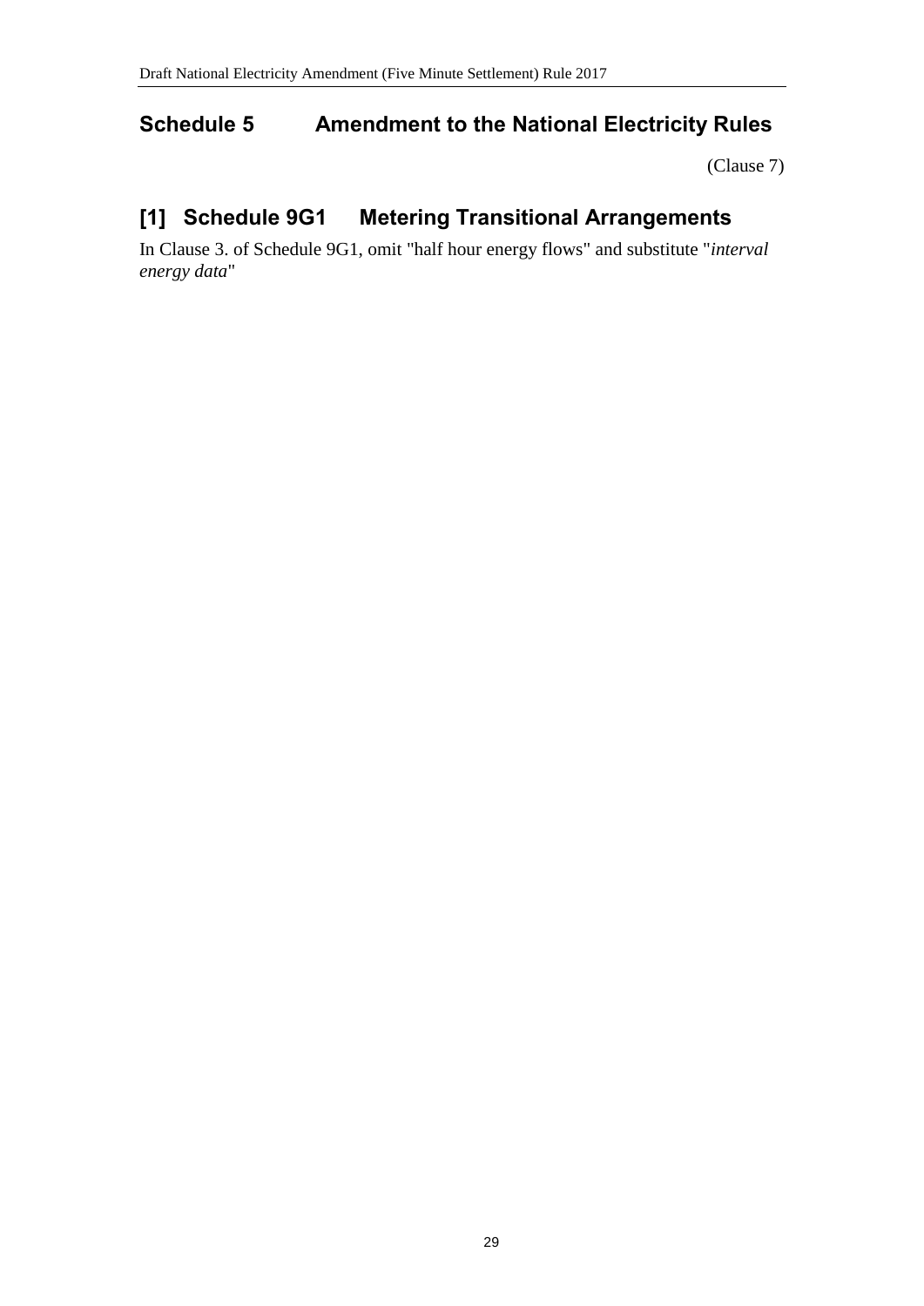## Schedule 5 Amendment to the National Electricity Rules

(Clause 7)

## [1] Schedule 9G1 Metering Transitional Arrangements

In Clause 3. of Schedule 9G1, omit "half hour energy flows" and substitute "*interval energy data*"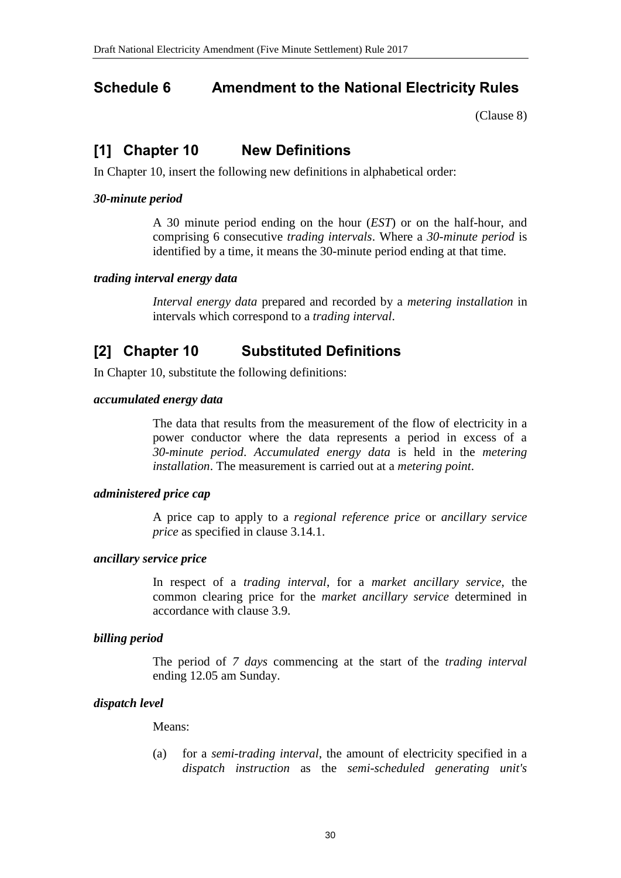## Schedule 6 Amendment to the National Electricity Rules

(Clause 8)

## [1] Chapter 10 New Definitions

In Chapter 10, insert the following new definitions in alphabetical order:

***30-minute period***

A 30 minute period ending on the hour (*EST*) or on the half-hour, and comprising 6 consecutive *trading intervals*. Where a *30-minute period* is identified by a time, it means the 30-minute period ending at that time.

***trading interval energy data***

*Interval energy data* prepared and recorded by a *metering installation* in intervals which correspond to a *trading interval*.

## [2] Chapter 10 Substituted Definitions

In Chapter 10, substitute the following definitions:

***accumulated energy data***

The data that results from the measurement of the flow of electricity in a power conductor where the data represents a period in excess of a *30-minute period*. *Accumulated energy data* is held in the *metering installation*. The measurement is carried out at a *metering point*.

***administered price cap***

A price cap to apply to a *regional reference price* or *ancillary service price* as specified in clause 3.14.1.

***ancillary service price***

In respect of a *trading interval*, for a *market ancillary service*, the common clearing price for the *market ancillary service* determined in accordance with clause 3.9.

***billing period***

The period of *7 days* commencing at the start of the *trading interval* ending 12.05 am Sunday.

***dispatch level***

Means:

(a) for a *semi-trading interval*, the amount of electricity specified in a *dispatch instruction* as the *semi-scheduled generating unit's*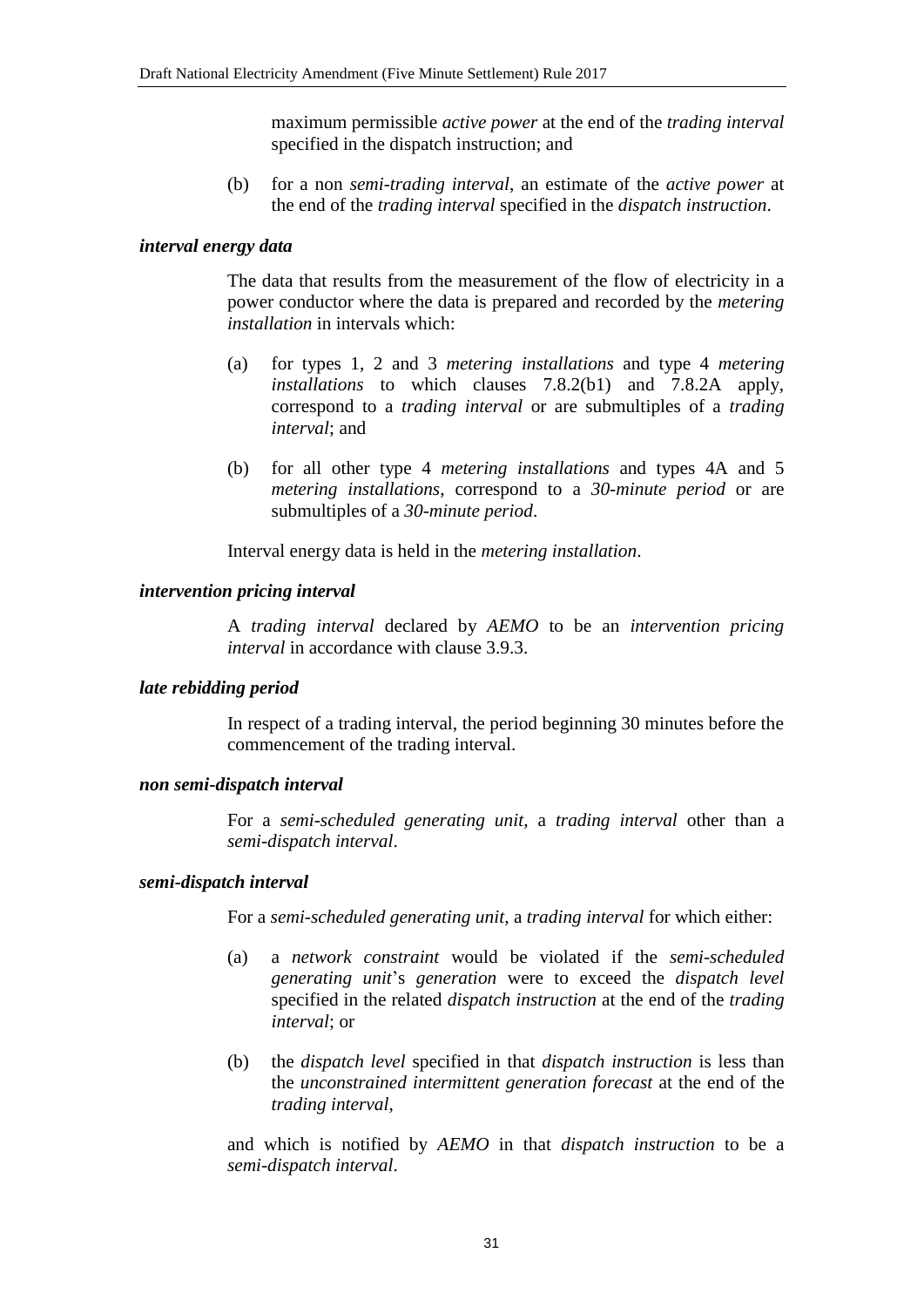maximum permissible *active power* at the end of the *trading interval* specified in the dispatch instruction; and

(b) for a non *semi-trading interval*, an estimate of the *active power* at the end of the *trading interval* specified in the *dispatch instruction*.

***interval energy data***

The data that results from the measurement of the flow of electricity in a power conductor where the data is prepared and recorded by the *metering installation* in intervals which:

(a) for types 1, 2 and 3 *metering installations* and type 4 *metering installations* to which clauses 7.8.2(b1) and 7.8.2A apply, correspond to a *trading interval* or are submultiples of a *trading interval*; and

(b) for all other type 4 *metering installations* and types 4A and 5 *metering installations*, correspond to a *30-minute period* or are submultiples of a *30-minute period*.

Interval energy data is held in the *metering installation*.

***intervention pricing interval***

A *trading interval* declared by *AEMO* to be an *intervention pricing interval* in accordance with clause 3.9.3.

***late rebidding period***

In respect of a trading interval, the period beginning 30 minutes before the commencement of the trading interval.

***non semi-dispatch interval***

For a *semi-scheduled generating unit*, a *trading interval* other than a *semi-dispatch interval*.

***semi-dispatch interval***

For a *semi-scheduled generating unit*, a *trading interval* for which either:

(a) a *network constraint* would be violated if the *semi-scheduled generating unit*'s *generation* were to exceed the *dispatch level* specified in the related *dispatch instruction* at the end of the *trading interval*; or

(b) the *dispatch level* specified in that *dispatch instruction* is less than the *unconstrained intermittent generation forecast* at the end of the *trading interval*,

and which is notified by *AEMO* in that *dispatch instruction* to be a *semi-dispatch interval*.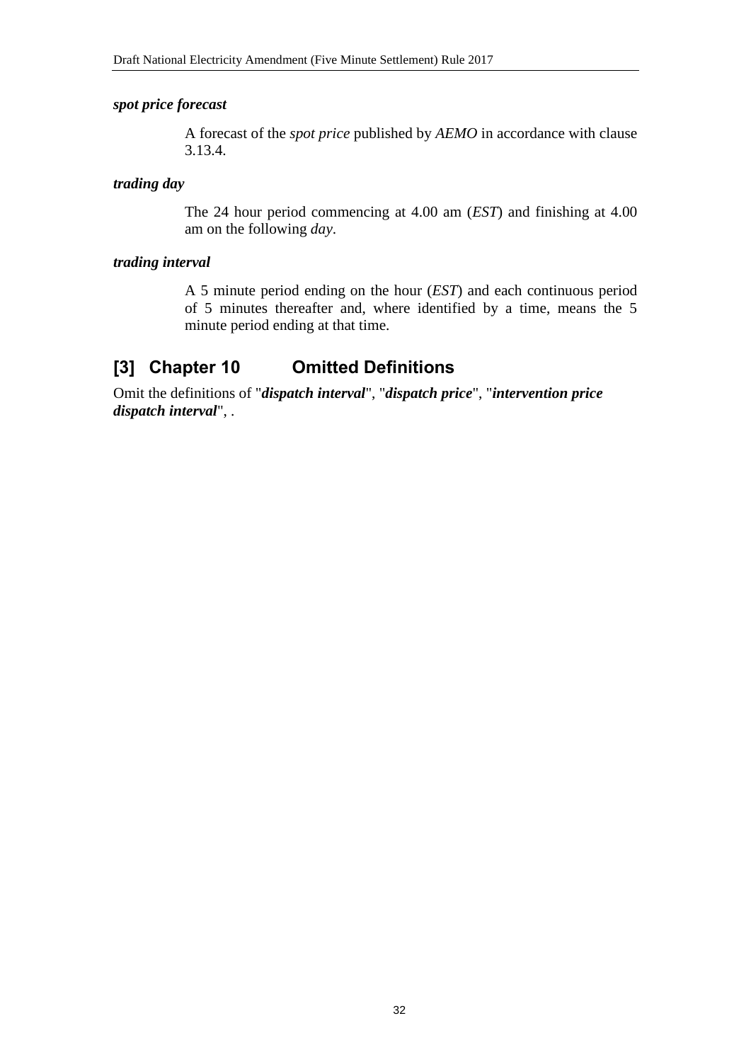***spot price forecast***

A forecast of the *spot price* published by *AEMO* in accordance with clause 3.13.4.

***trading day***

The 24 hour period commencing at 4.00 am (*EST*) and finishing at 4.00 am on the following *day*.

***trading interval***

A 5 minute period ending on the hour (*EST*) and each continuous period of 5 minutes thereafter and, where identified by a time, means the 5 minute period ending at that time.

## [3] Chapter 10 Omitted Definitions

Omit the definitions of "***dispatch interval***", "***dispatch price***", "***intervention price dispatch interval***", .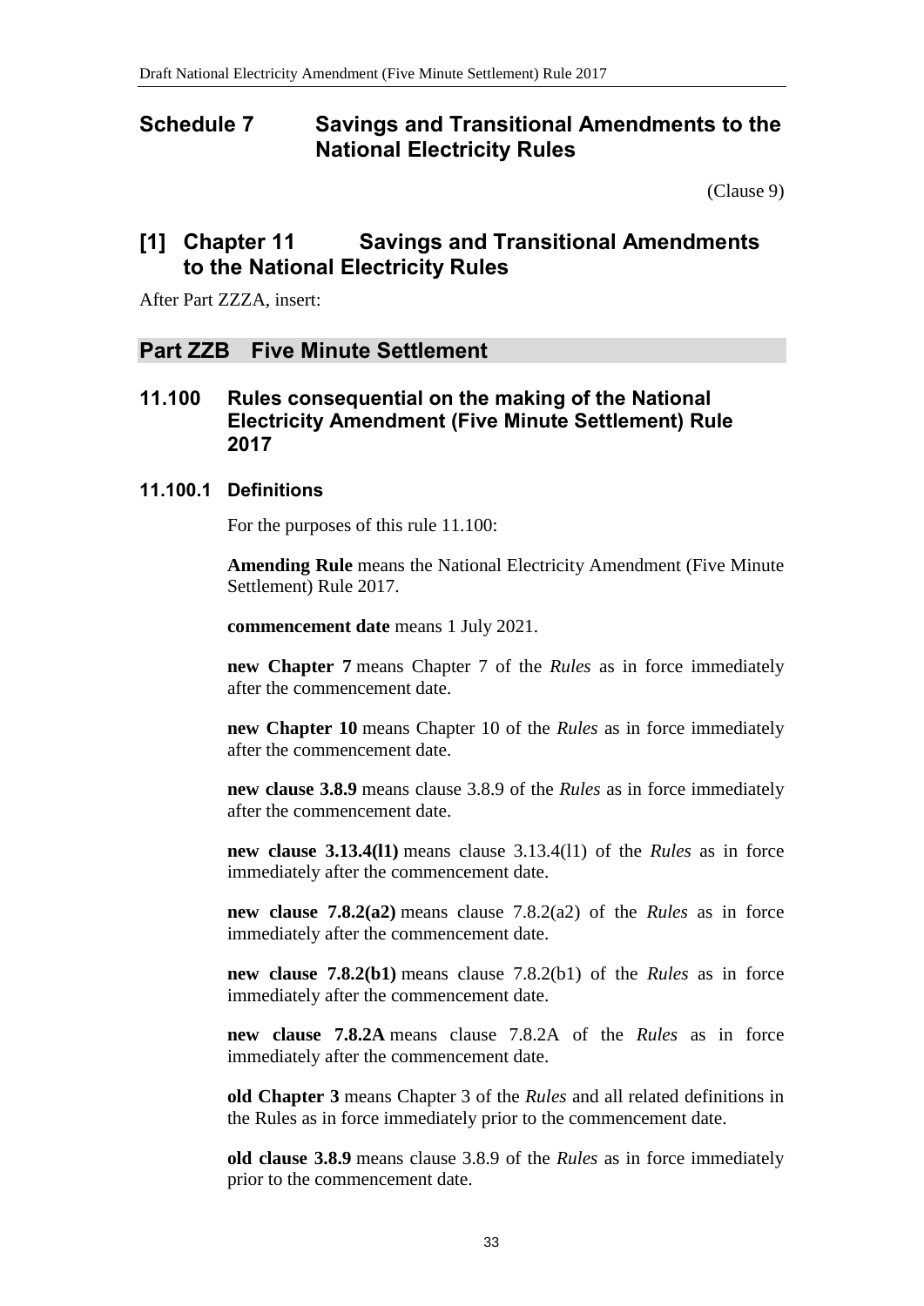# Schedule 7 Savings and Transitional Amendments to the National Electricity Rules

(Clause 9)

## [1] Chapter 11 Savings and Transitional Amendments to the National Electricity Rules

After Part ZZZA, insert:

## Part ZZB Five Minute Settlement

### 11.100 Rules consequential on the making of the National Electricity Amendment (Five Minute Settlement) Rule 2017

#### 11.100.1 Definitions

For the purposes of this rule 11.100:

**Amending Rule** means the National Electricity Amendment (Five Minute Settlement) Rule 2017.

**commencement date** means 1 July 2021.

**new Chapter 7** means Chapter 7 of the *Rules* as in force immediately after the commencement date.

**new Chapter 10** means Chapter 10 of the *Rules* as in force immediately after the commencement date.

**new clause 3.8.9** means clause 3.8.9 of the *Rules* as in force immediately after the commencement date.

**new clause 3.13.4(l1)** means clause 3.13.4(l1) of the *Rules* as in force immediately after the commencement date.

**new clause 7.8.2(a2)** means clause 7.8.2(a2) of the *Rules* as in force immediately after the commencement date.

**new clause 7.8.2(b1)** means clause 7.8.2(b1) of the *Rules* as in force immediately after the commencement date.

**new clause 7.8.2A** means clause 7.8.2A of the *Rules* as in force immediately after the commencement date.

**old Chapter 3** means Chapter 3 of the *Rules* and all related definitions in the Rules as in force immediately prior to the commencement date.

**old clause 3.8.9** means clause 3.8.9 of the *Rules* as in force immediately prior to the commencement date.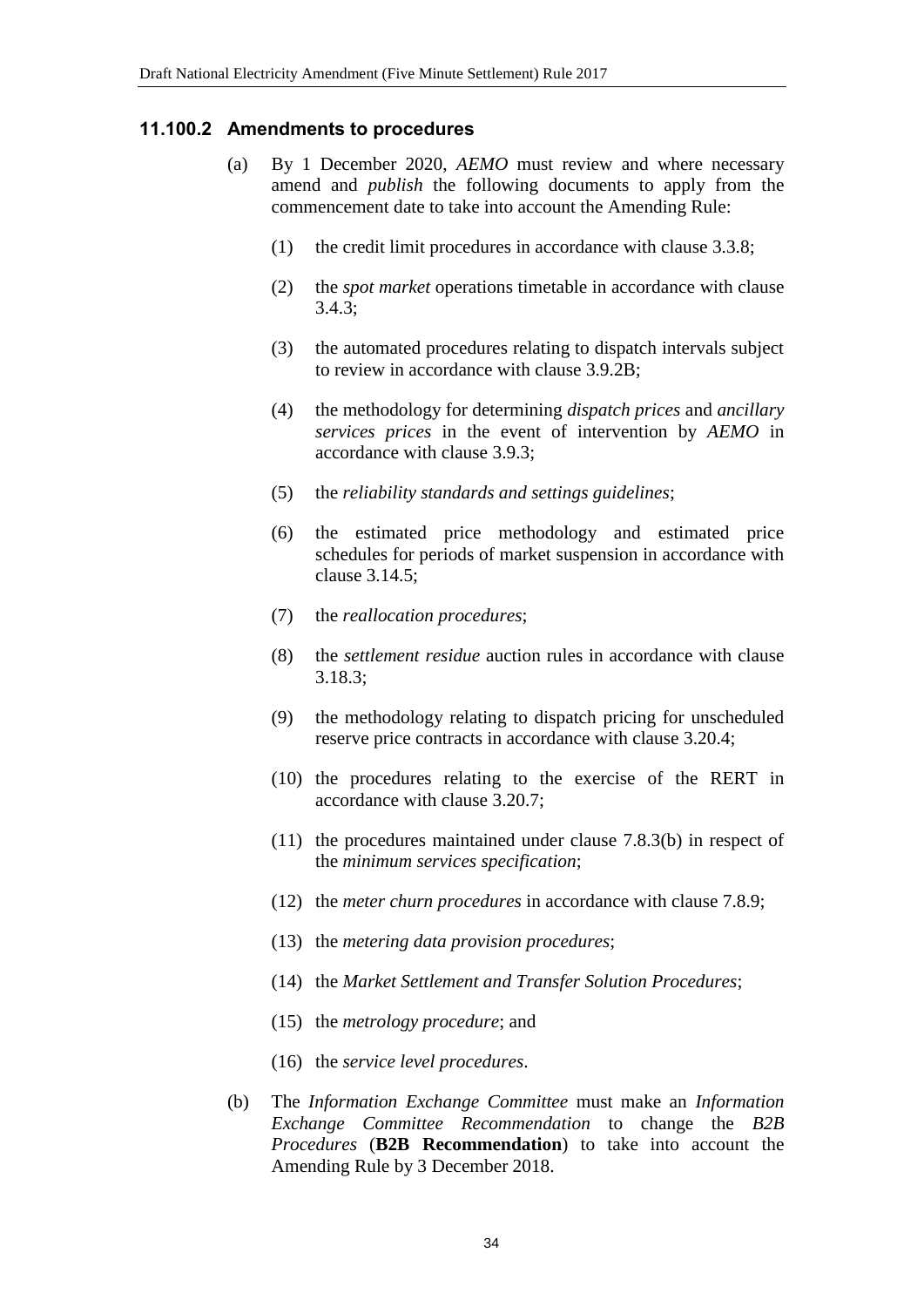### 11.100.2 Amendments to procedures

(a) By 1 December 2020, *AEMO* must review and where necessary amend and *publish* the following documents to apply from the commencement date to take into account the Amending Rule:

(1) the credit limit procedures in accordance with clause 3.3.8;

(2) the *spot market* operations timetable in accordance with clause 3.4.3;

(3) the automated procedures relating to dispatch intervals subject to review in accordance with clause 3.9.2B;

(4) the methodology for determining *dispatch prices* and *ancillary services prices* in the event of intervention by *AEMO* in accordance with clause 3.9.3;

(5) the *reliability standards and settings guidelines*;

(6) the estimated price methodology and estimated price schedules for periods of market suspension in accordance with clause 3.14.5;

(7) the *reallocation procedures*;

(8) the *settlement residue* auction rules in accordance with clause 3.18.3;

(9) the methodology relating to dispatch pricing for unscheduled reserve price contracts in accordance with clause 3.20.4;

(10) the procedures relating to the exercise of the RERT in accordance with clause 3.20.7;

(11) the procedures maintained under clause 7.8.3(b) in respect of the *minimum services specification*;

(12) the *meter churn procedures* in accordance with clause 7.8.9;

(13) the *metering data provision procedures*;

(14) the *Market Settlement and Transfer Solution Procedures*;

(15) the *metrology procedure*; and

(16) the *service level procedures*.

(b) The *Information Exchange Committee* must make an *Information Exchange Committee Recommendation* to change the *B2B Procedures* (**B2B Recommendation**) to take into account the Amending Rule by 3 December 2018.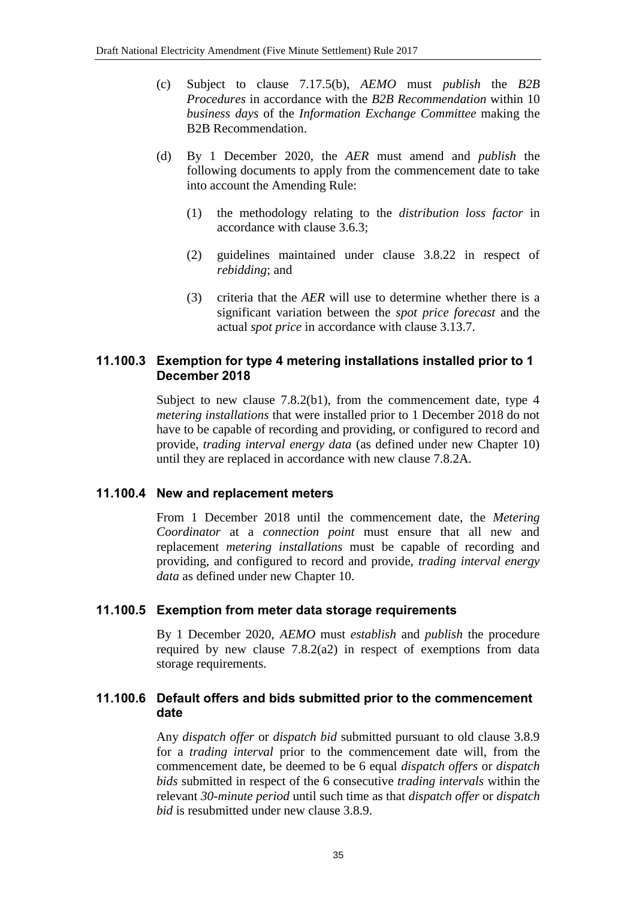(c) Subject to clause 7.17.5(b), *AEMO* must *publish* the *B2B Procedures* in accordance with the *B2B Recommendation* within 10 *business days* of the *Information Exchange Committee* making the B2B Recommendation.

(d) By 1 December 2020, the *AER* must amend and *publish* the following documents to apply from the commencement date to take into account the Amending Rule:

(1) the methodology relating to the *distribution loss factor* in accordance with clause 3.6.3;

(2) guidelines maintained under clause 3.8.22 in respect of *rebidding*; and

(3) criteria that the *AER* will use to determine whether there is a significant variation between the *spot price forecast* and the actual *spot price* in accordance with clause 3.13.7.

### 11.100.3 Exemption for type 4 metering installations installed prior to 1 December 2018

Subject to new clause 7.8.2(b1), from the commencement date, type 4 *metering installations* that were installed prior to 1 December 2018 do not have to be capable of recording and providing, or configured to record and provide, *trading interval energy data* (as defined under new Chapter 10) until they are replaced in accordance with new clause 7.8.2A.

### 11.100.4 New and replacement meters

From 1 December 2018 until the commencement date, the *Metering Coordinator* at a *connection point* must ensure that all new and replacement *metering installations* must be capable of recording and providing, and configured to record and provide, *trading interval energy data* as defined under new Chapter 10.

### 11.100.5 Exemption from meter data storage requirements

By 1 December 2020, *AEMO* must *establish* and *publish* the procedure required by new clause 7.8.2(a2) in respect of exemptions from data storage requirements.

### 11.100.6 Default offers and bids submitted prior to the commencement date

Any *dispatch offer* or *dispatch bid* submitted pursuant to old clause 3.8.9 for a *trading interval* prior to the commencement date will, from the commencement date, be deemed to be 6 equal *dispatch offers* or *dispatch bids* submitted in respect of the 6 consecutive *trading intervals* within the relevant *30-minute period* until such time as that *dispatch offer* or *dispatch bid* is resubmitted under new clause 3.8.9.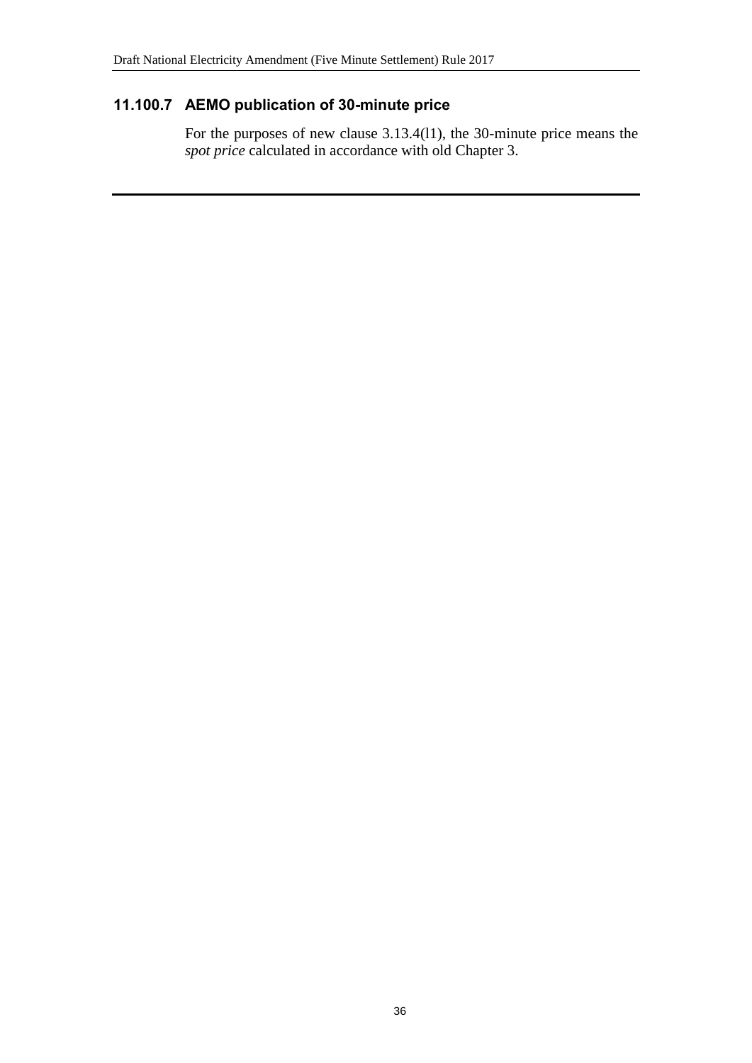### 11.100.7 AEMO publication of 30-minute price

For the purposes of new clause 3.13.4(l1), the 30-minute price means the *spot price* calculated in accordance with old Chapter 3.